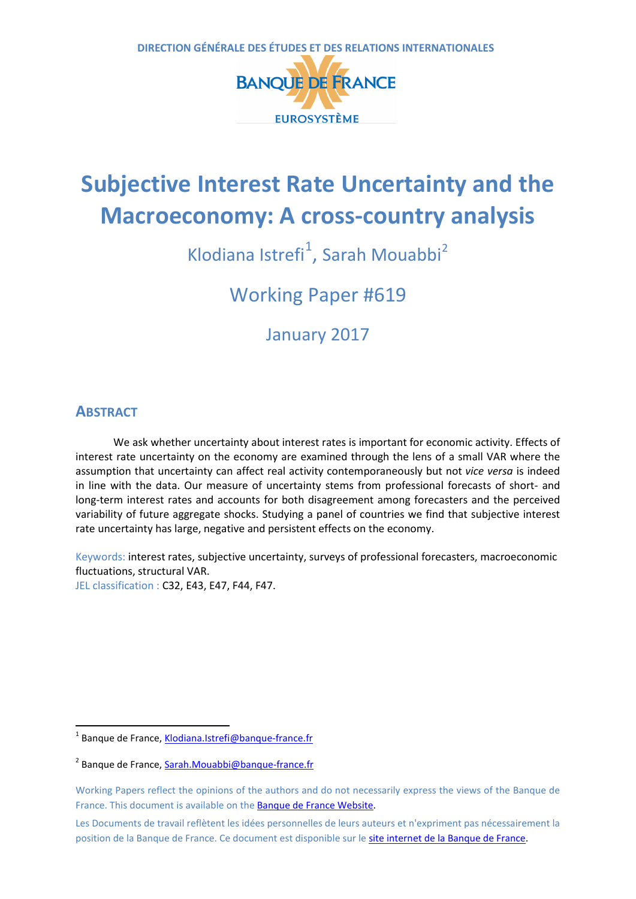DIRECTION GÉNÉRALE DES ÉTUDES ET DES RELATIONS INTERNATIONALES

BANQUE DE FRANCE

EUROSYSTÈME

# Subjective Interest Rate Uncertainty and the Macroeconomy: A cross-country analysis

Klodiana Istrefi[1], Sarah Mouabbi[2]

Working Paper #619

January 2017

## ABSTRACT

We ask whether uncertainty about interest rates is important for economic activity. Effects of interest rate uncertainty on the economy are examined through the lens of a small VAR where the assumption that uncertainty can affect real activity contemporaneously but not *vice versa* is indeed in line with the data. Our measure of uncertainty stems from professional forecasts of short- and long-term interest rates and accounts for both disagreement among forecasters and the perceived variability of future aggregate shocks. Studying a panel of countries we find that subjective interest rate uncertainty has large, negative and persistent effects on the economy.

Keywords: interest rates, subjective uncertainty, surveys of professional forecasters, macroeconomic fluctuations, structural VAR.

JEL classification : C32, E43, E47, F44, F47.

[1] Banque de France, Klodiana.Istrefi@banque-france.fr

[2] Banque de France, Sarah.Mouabbi@banque-france.fr

Working Papers reflect the opinions of the authors and do not necessarily express the views of the Banque de France. This document is available on the Banque de France Website.

Les Documents de travail reflètent les idées personnelles de leurs auteurs et n'expriment pas nécessairement la position de la Banque de France. Ce document est disponible sur le site internet de la Banque de France.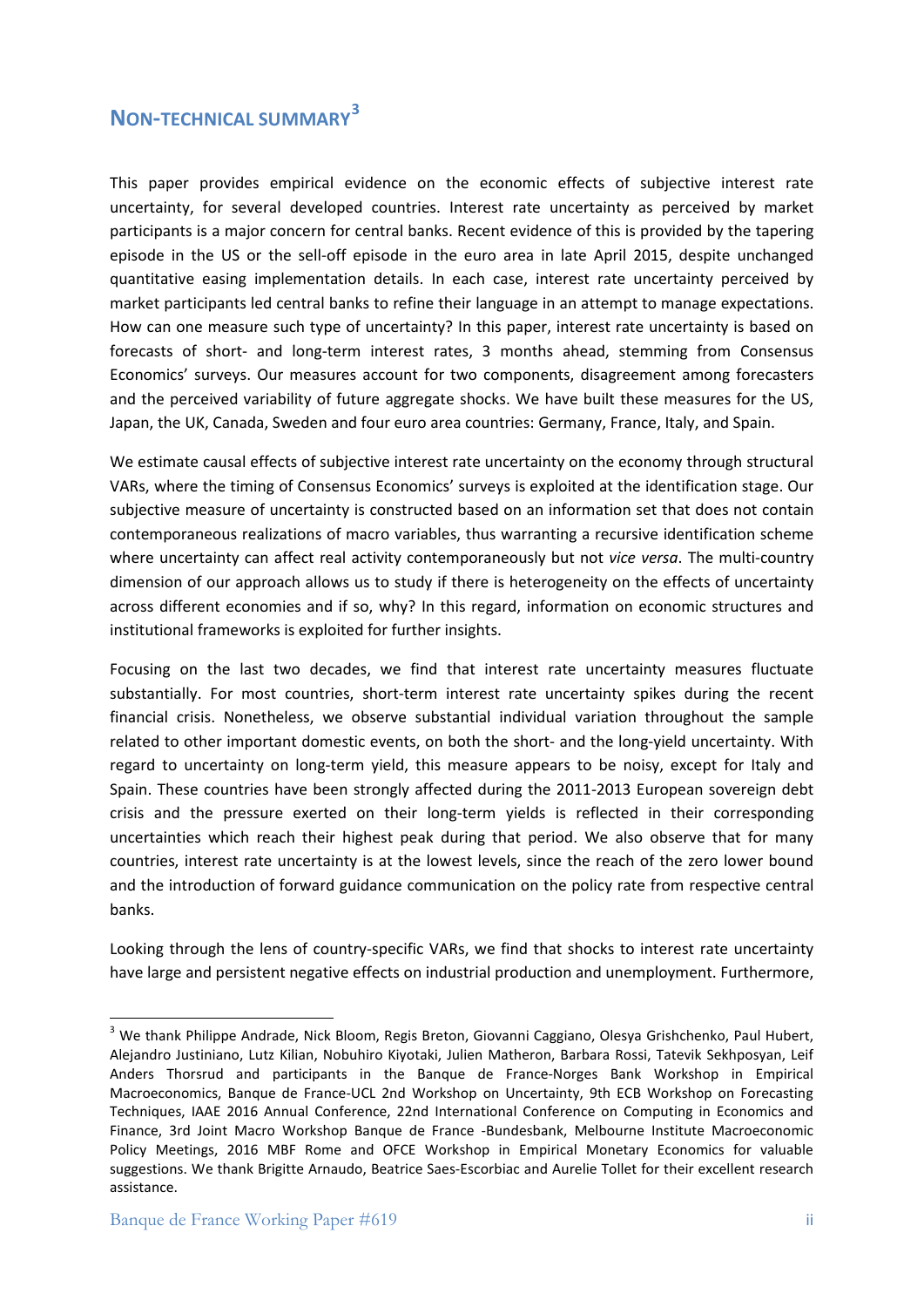# NON-TECHNICAL SUMMARY[3]

This paper provides empirical evidence on the economic effects of subjective interest rate uncertainty, for several developed countries. Interest rate uncertainty as perceived by market participants is a major concern for central banks. Recent evidence of this is provided by the tapering episode in the US or the sell-off episode in the euro area in late April 2015, despite unchanged quantitative easing implementation details. In each case, interest rate uncertainty perceived by market participants led central banks to refine their language in an attempt to manage expectations. How can one measure such type of uncertainty? In this paper, interest rate uncertainty is based on forecasts of short- and long-term interest rates, 3 months ahead, stemming from Consensus Economics' surveys. Our measures account for two components, disagreement among forecasters and the perceived variability of future aggregate shocks. We have built these measures for the US, Japan, the UK, Canada, Sweden and four euro area countries: Germany, France, Italy, and Spain.

We estimate causal effects of subjective interest rate uncertainty on the economy through structural VARs, where the timing of Consensus Economics' surveys is exploited at the identification stage. Our subjective measure of uncertainty is constructed based on an information set that does not contain contemporaneous realizations of macro variables, thus warranting a recursive identification scheme where uncertainty can affect real activity contemporaneously but not *vice versa*. The multi-country dimension of our approach allows us to study if there is heterogeneity on the effects of uncertainty across different economies and if so, why? In this regard, information on economic structures and institutional frameworks is exploited for further insights.

Focusing on the last two decades, we find that interest rate uncertainty measures fluctuate substantially. For most countries, short-term interest rate uncertainty spikes during the recent financial crisis. Nonetheless, we observe substantial individual variation throughout the sample related to other important domestic events, on both the short- and the long-yield uncertainty. With regard to uncertainty on long-term yield, this measure appears to be noisy, except for Italy and Spain. These countries have been strongly affected during the 2011-2013 European sovereign debt crisis and the pressure exerted on their long-term yields is reflected in their corresponding uncertainties which reach their highest peak during that period. We also observe that for many countries, interest rate uncertainty is at the lowest levels, since the reach of the zero lower bound and the introduction of forward guidance communication on the policy rate from respective central banks.

Looking through the lens of country-specific VARs, we find that shocks to interest rate uncertainty have large and persistent negative effects on industrial production and unemployment. Furthermore,

---

[3] We thank Philippe Andrade, Nick Bloom, Regis Breton, Giovanni Caggiano, Olesya Grishchenko, Paul Hubert, Alejandro Justiniano, Lutz Kilian, Nobuhiro Kiyotaki, Julien Matheron, Barbara Rossi, Tatevik Sekhposyan, Leif Anders Thorsrud and participants in the Banque de France-Norges Bank Workshop in Empirical Macroeconomics, Banque de France-UCL 2nd Workshop on Uncertainty, 9th ECB Workshop on Forecasting Techniques, IAAE 2016 Annual Conference, 22nd International Conference on Computing in Economics and Finance, 3rd Joint Macro Workshop Banque de France -Bundesbank, Melbourne Institute Macroeconomic Policy Meetings, 2016 MBF Rome and OFCE Workshop in Empirical Monetary Economics for valuable suggestions. We thank Brigitte Arnaudo, Beatrice Saes-Escorbiac and Aurelie Tollet for their excellent research assistance.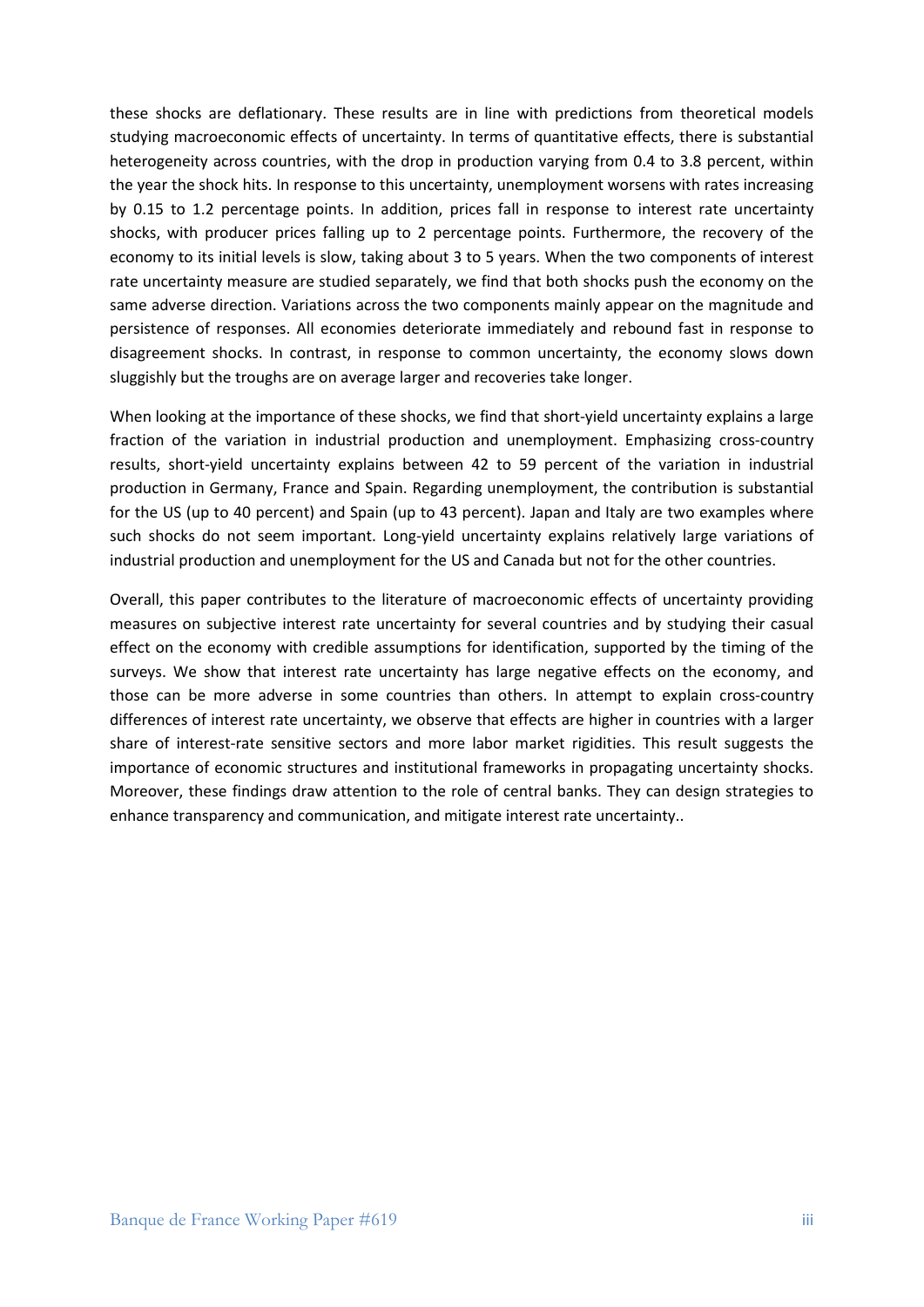these shocks are deflationary. These results are in line with predictions from theoretical models studying macroeconomic effects of uncertainty. In terms of quantitative effects, there is substantial heterogeneity across countries, with the drop in production varying from 0.4 to 3.8 percent, within the year the shock hits. In response to this uncertainty, unemployment worsens with rates increasing by 0.15 to 1.2 percentage points. In addition, prices fall in response to interest rate uncertainty shocks, with producer prices falling up to 2 percentage points. Furthermore, the recovery of the economy to its initial levels is slow, taking about 3 to 5 years. When the two components of interest rate uncertainty measure are studied separately, we find that both shocks push the economy on the same adverse direction. Variations across the two components mainly appear on the magnitude and persistence of responses. All economies deteriorate immediately and rebound fast in response to disagreement shocks. In contrast, in response to common uncertainty, the economy slows down sluggishly but the troughs are on average larger and recoveries take longer.

When looking at the importance of these shocks, we find that short-yield uncertainty explains a large fraction of the variation in industrial production and unemployment. Emphasizing cross-country results, short-yield uncertainty explains between 42 to 59 percent of the variation in industrial production in Germany, France and Spain. Regarding unemployment, the contribution is substantial for the US (up to 40 percent) and Spain (up to 43 percent). Japan and Italy are two examples where such shocks do not seem important. Long-yield uncertainty explains relatively large variations of industrial production and unemployment for the US and Canada but not for the other countries.

Overall, this paper contributes to the literature of macroeconomic effects of uncertainty providing measures on subjective interest rate uncertainty for several countries and by studying their casual effect on the economy with credible assumptions for identification, supported by the timing of the surveys. We show that interest rate uncertainty has large negative effects on the economy, and those can be more adverse in some countries than others. In attempt to explain cross-country differences of interest rate uncertainty, we observe that effects are higher in countries with a larger share of interest-rate sensitive sectors and more labor market rigidities. This result suggests the importance of economic structures and institutional frameworks in propagating uncertainty shocks. Moreover, these findings draw attention to the role of central banks. They can design strategies to enhance transparency and communication, and mitigate interest rate uncertainty..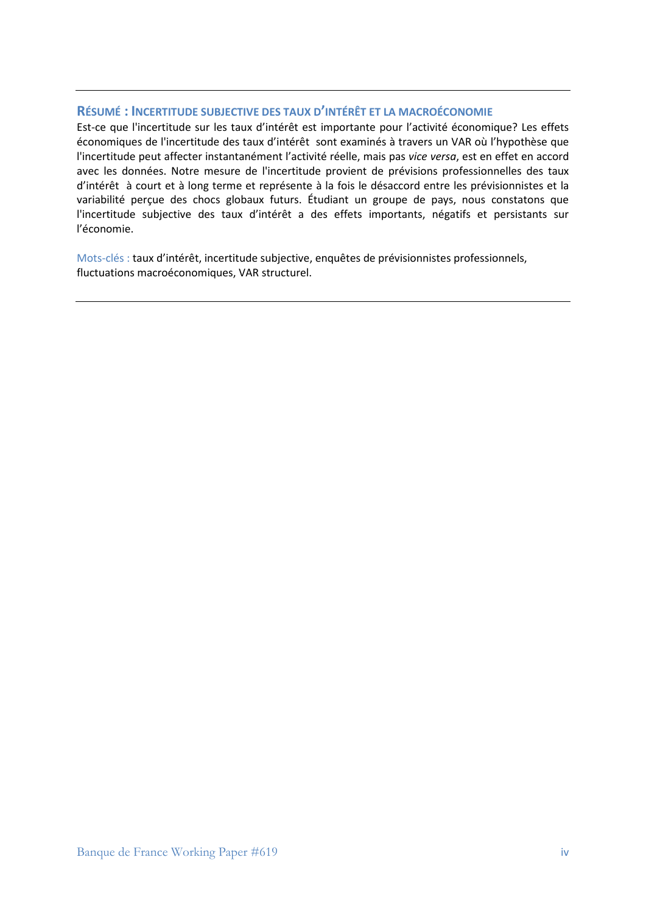## RÉSUMÉ : INCERTITUDE SUBJECTIVE DES TAUX D'INTÉRÊT ET LA MACROÉCONOMIE

Est-ce que l'incertitude sur les taux d'intérêt est importante pour l'activité économique? Les effets économiques de l'incertitude des taux d'intérêt sont examinés à travers un VAR où l'hypothèse que l'incertitude peut affecter instantanément l'activité réelle, mais pas *vice versa*, est en effet en accord avec les données. Notre mesure de l'incertitude provient de prévisions professionnelles des taux d'intérêt à court et à long terme et représente à la fois le désaccord entre les prévisionnistes et la variabilité perçue des chocs globaux futurs. Étudiant un groupe de pays, nous constatons que l'incertitude subjective des taux d'intérêt a des effets importants, négatifs et persistants sur l'économie.

Mots-clés : taux d'intérêt, incertitude subjective, enquêtes de prévisionnistes professionnels, fluctuations macroéconomiques, VAR structurel.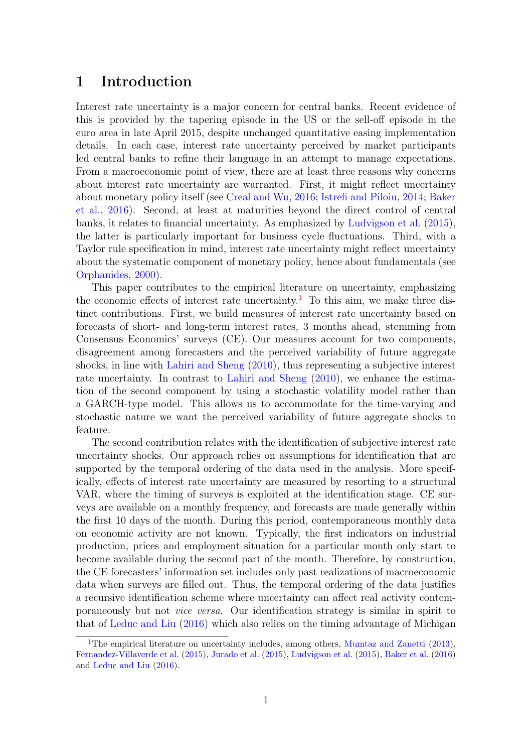# 1 Introduction

Interest rate uncertainty is a major concern for central banks. Recent evidence of this is provided by the tapering episode in the US or the sell-off episode in the euro area in late April 2015, despite unchanged quantitative easing implementation details. In each case, interest rate uncertainty perceived by market participants led central banks to refine their language in an attempt to manage expectations. From a macroeconomic point of view, there are at least three reasons why concerns about interest rate uncertainty are warranted. First, it might reflect uncertainty about monetary policy itself (see Creal and Wu, 2016; Istrefi and Piloiu, 2014; Baker et al., 2016). Second, at least at maturities beyond the direct control of central banks, it relates to financial uncertainty. As emphasized by Ludvigson et al. (2015), the latter is particularly important for business cycle fluctuations. Third, with a Taylor rule specification in mind, interest rate uncertainty might reflect uncertainty about the systematic component of monetary policy, hence about fundamentals (see Orphanides, 2000).

This paper contributes to the empirical literature on uncertainty, emphasizing the economic effects of interest rate uncertainty.[1] To this aim, we make three distinct contributions. First, we build measures of interest rate uncertainty based on forecasts of short- and long-term interest rates, 3 months ahead, stemming from Consensus Economics' surveys (CE). Our measures account for two components, disagreement among forecasters and the perceived variability of future aggregate shocks, in line with Lahiri and Sheng (2010), thus representing a subjective interest rate uncertainty. In contrast to Lahiri and Sheng (2010), we enhance the estimation of the second component by using a stochastic volatility model rather than a GARCH-type model. This allows us to accommodate for the time-varying and stochastic nature we want the perceived variability of future aggregate shocks to feature.

The second contribution relates with the identification of subjective interest rate uncertainty shocks. Our approach relies on assumptions for identification that are supported by the temporal ordering of the data used in the analysis. More specifically, effects of interest rate uncertainty are measured by resorting to a structural VAR, where the timing of surveys is exploited at the identification stage. CE surveys are available on a monthly frequency, and forecasts are made generally within the first 10 days of the month. During this period, contemporaneous monthly data on economic activity are not known. Typically, the first indicators on industrial production, prices and employment situation for a particular month only start to become available during the second part of the month. Therefore, by construction, the CE forecasters' information set includes only past realizations of macroeconomic data when surveys are filled out. Thus, the temporal ordering of the data justifies a recursive identification scheme where uncertainty can affect real activity contemporaneously but not *vice versa*. Our identification strategy is similar in spirit to that of Leduc and Liu (2016) which also relies on the timing advantage of Michigan

[1] The empirical literature on uncertainty includes, among others, Mumtaz and Zanetti (2013), Fernandez-Villaverde et al. (2015), Jurado et al. (2015), Ludvigson et al. (2015), Baker et al. (2016) and Leduc and Liu (2016).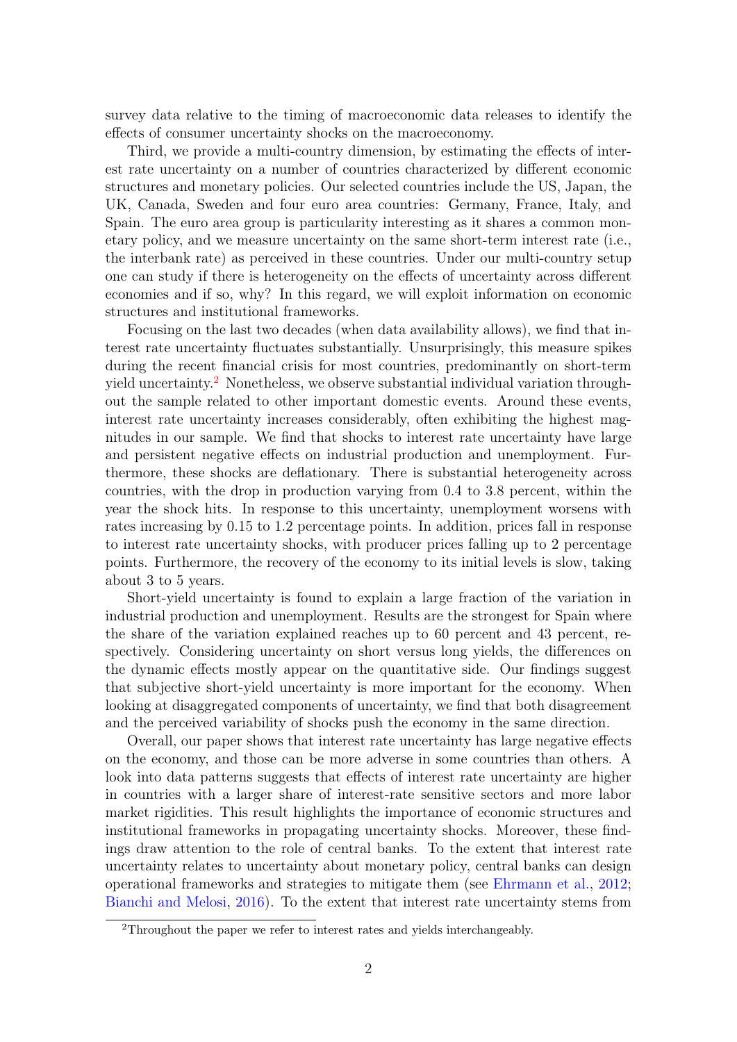survey data relative to the timing of macroeconomic data releases to identify the effects of consumer uncertainty shocks on the macroeconomy.

Third, we provide a multi-country dimension, by estimating the effects of interest rate uncertainty on a number of countries characterized by different economic structures and monetary policies. Our selected countries include the US, Japan, the UK, Canada, Sweden and four euro area countries: Germany, France, Italy, and Spain. The euro area group is particularity interesting as it shares a common monetary policy, and we measure uncertainty on the same short-term interest rate (i.e., the interbank rate) as perceived in these countries. Under our multi-country setup one can study if there is heterogeneity on the effects of uncertainty across different economies and if so, why? In this regard, we will exploit information on economic structures and institutional frameworks.

Focusing on the last two decades (when data availability allows), we find that interest rate uncertainty fluctuates substantially. Unsurprisingly, this measure spikes during the recent financial crisis for most countries, predominantly on short-term yield uncertainty.[2] Nonetheless, we observe substantial individual variation throughout the sample related to other important domestic events. Around these events, interest rate uncertainty increases considerably, often exhibiting the highest magnitudes in our sample. We find that shocks to interest rate uncertainty have large and persistent negative effects on industrial production and unemployment. Furthermore, these shocks are deflationary. There is substantial heterogeneity across countries, with the drop in production varying from 0.4 to 3.8 percent, within the year the shock hits. In response to this uncertainty, unemployment worsens with rates increasing by 0.15 to 1.2 percentage points. In addition, prices fall in response to interest rate uncertainty shocks, with producer prices falling up to 2 percentage points. Furthermore, the recovery of the economy to its initial levels is slow, taking about 3 to 5 years.

Short-yield uncertainty is found to explain a large fraction of the variation in industrial production and unemployment. Results are the strongest for Spain where the share of the variation explained reaches up to 60 percent and 43 percent, respectively. Considering uncertainty on short versus long yields, the differences on the dynamic effects mostly appear on the quantitative side. Our findings suggest that subjective short-yield uncertainty is more important for the economy. When looking at disaggregated components of uncertainty, we find that both disagreement and the perceived variability of shocks push the economy in the same direction.

Overall, our paper shows that interest rate uncertainty has large negative effects on the economy, and those can be more adverse in some countries than others. A look into data patterns suggests that effects of interest rate uncertainty are higher in countries with a larger share of interest-rate sensitive sectors and more labor market rigidities. This result highlights the importance of economic structures and institutional frameworks in propagating uncertainty shocks. Moreover, these findings draw attention to the role of central banks. To the extent that interest rate uncertainty relates to uncertainty about monetary policy, central banks can design operational frameworks and strategies to mitigate them (see Ehrmann et al., 2012; Bianchi and Melosi, 2016). To the extent that interest rate uncertainty stems from

[2] Throughout the paper we refer to interest rates and yields interchangeably.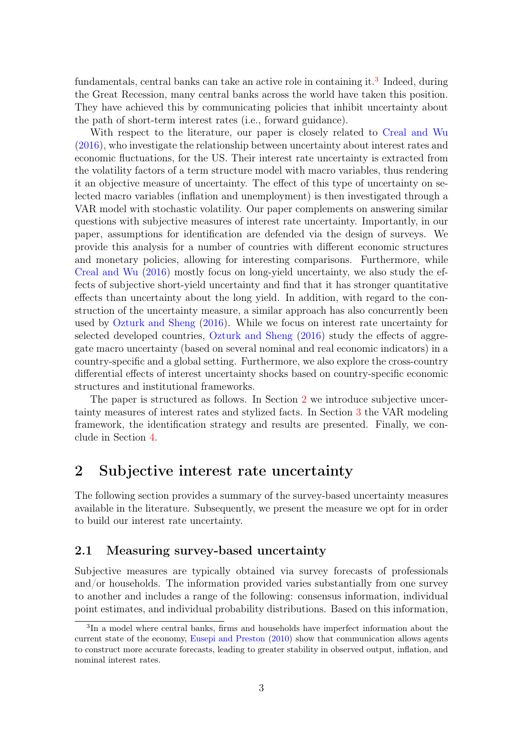fundamentals, central banks can take an active role in containing it.[3] Indeed, during the Great Recession, many central banks across the world have taken this position. They have achieved this by communicating policies that inhibit uncertainty about the path of short-term interest rates (i.e., forward guidance).

With respect to the literature, our paper is closely related to Creal and Wu (2016), who investigate the relationship between uncertainty about interest rates and economic fluctuations, for the US. Their interest rate uncertainty is extracted from the volatility factors of a term structure model with macro variables, thus rendering it an objective measure of uncertainty. The effect of this type of uncertainty on selected macro variables (inflation and unemployment) is then investigated through a VAR model with stochastic volatility. Our paper complements on answering similar questions with subjective measures of interest rate uncertainty. Importantly, in our paper, assumptions for identification are defended via the design of surveys. We provide this analysis for a number of countries with different economic structures and monetary policies, allowing for interesting comparisons. Furthermore, while Creal and Wu (2016) mostly focus on long-yield uncertainty, we also study the effects of subjective short-yield uncertainty and find that it has stronger quantitative effects than uncertainty about the long yield. In addition, with regard to the construction of the uncertainty measure, a similar approach has also concurrently been used by Ozturk and Sheng (2016). While we focus on interest rate uncertainty for selected developed countries, Ozturk and Sheng (2016) study the effects of aggregate macro uncertainty (based on several nominal and real economic indicators) in a country-specific and a global setting. Furthermore, we also explore the cross-country differential effects of interest uncertainty shocks based on country-specific economic structures and institutional frameworks.

The paper is structured as follows. In Section 2 we introduce subjective uncertainty measures of interest rates and stylized facts. In Section 3 the VAR modeling framework, the identification strategy and results are presented. Finally, we conclude in Section 4.

## 2 Subjective interest rate uncertainty

The following section provides a summary of the survey-based uncertainty measures available in the literature. Subsequently, we present the measure we opt for in order to build our interest rate uncertainty.

### 2.1 Measuring survey-based uncertainty

Subjective measures are typically obtained via survey forecasts of professionals and/or households. The information provided varies substantially from one survey to another and includes a range of the following: consensus information, individual point estimates, and individual probability distributions. Based on this information,

[3] In a model where central banks, firms and households have imperfect information about the current state of the economy, Eusepi and Preston (2010) show that communication allows agents to construct more accurate forecasts, leading to greater stability in observed output, inflation, and nominal interest rates.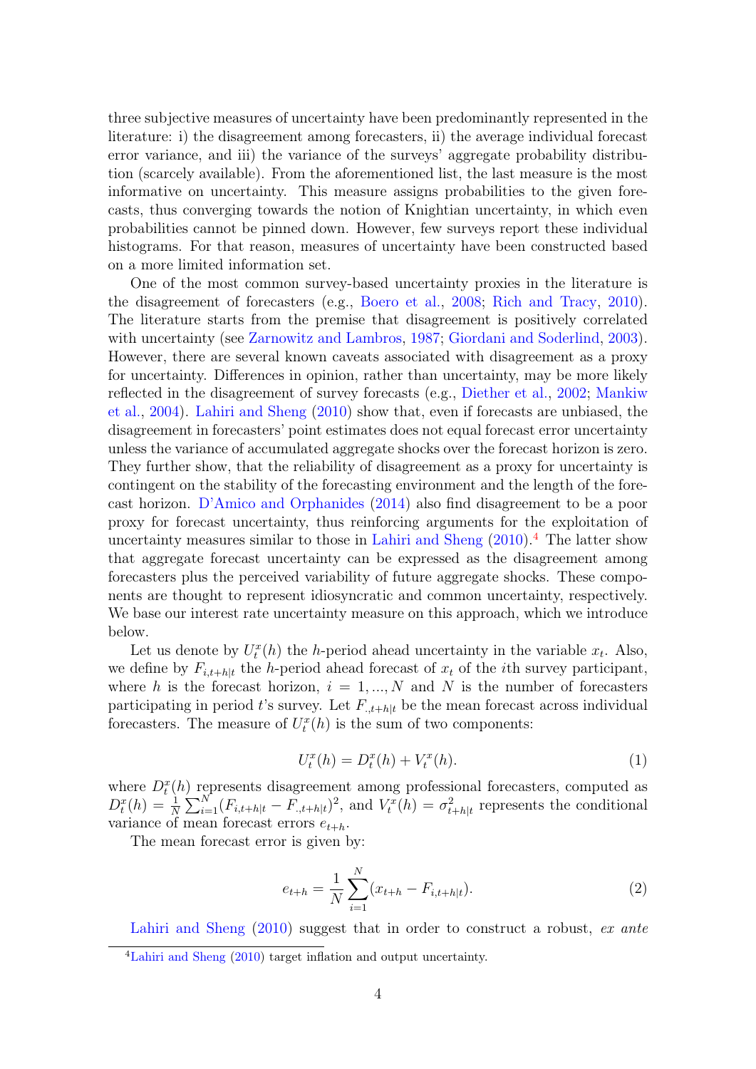three subjective measures of uncertainty have been predominantly represented in the literature: i) the disagreement among forecasters, ii) the average individual forecast error variance, and iii) the variance of the surveys' aggregate probability distribution (scarcely available). From the aforementioned list, the last measure is the most informative on uncertainty. This measure assigns probabilities to the given forecasts, thus converging towards the notion of Knightian uncertainty, in which even probabilities cannot be pinned down. However, few surveys report these individual histograms. For that reason, measures of uncertainty have been constructed based on a more limited information set.

One of the most common survey-based uncertainty proxies in the literature is the disagreement of forecasters (e.g., Boero et al., 2008; Rich and Tracy, 2010). The literature starts from the premise that disagreement is positively correlated with uncertainty (see Zarnowitz and Lambros, 1987; Giordani and Soderlind, 2003). However, there are several known caveats associated with disagreement as a proxy for uncertainty. Differences in opinion, rather than uncertainty, may be more likely reflected in the disagreement of survey forecasts (e.g., Diether et al., 2002; Mankiw et al., 2004). Lahiri and Sheng (2010) show that, even if forecasts are unbiased, the disagreement in forecasters' point estimates does not equal forecast error uncertainty unless the variance of accumulated aggregate shocks over the forecast horizon is zero. They further show, that the reliability of disagreement as a proxy for uncertainty is contingent on the stability of the forecasting environment and the length of the forecast horizon. D'Amico and Orphanides (2014) also find disagreement to be a poor proxy for forecast uncertainty, thus reinforcing arguments for the exploitation of uncertainty measures similar to those in Lahiri and Sheng (2010).[4] The latter show that aggregate forecast uncertainty can be expressed as the disagreement among forecasters plus the perceived variability of future aggregate shocks. These components are thought to represent idiosyncratic and common uncertainty, respectively. We base our interest rate uncertainty measure on this approach, which we introduce below.

Let us denote by $U_t^x(h)$ the $h$-period ahead uncertainty in the variable $x_t$. Also, we define by $F_{i,t+h|t}$ the $h$-period ahead forecast of $x_t$ of the $i$th survey participant, where $h$ is the forecast horizon, $i = 1, ..., N$ and $N$ is the number of forecasters participating in period $t$'s survey. Let $F_{.,t+h|t}$ be the mean forecast across individual forecasters. The measure of $U_t^x(h)$ is the sum of two components:

$$U_t^x(h) = D_t^x(h) + V_t^x(h). \tag{1}$$

where $D_t^x(h)$ represents disagreement among professional forecasters, computed as $D_t^x(h) = \frac{1}{N}\sum_{i=1}^{N}(F_{i,t+h|t} - F_{.,t+h|t})^2$, and $V_t^x(h) = \sigma^2_{t+h|t}$ represents the conditional variance of mean forecast errors $e_{t+h}$.

The mean forecast error is given by:

$$e_{t+h} = \frac{1}{N}\sum_{i=1}^{N}(x_{t+h} - F_{i,t+h|t}). \tag{2}$$

Lahiri and Sheng (2010) suggest that in order to construct a robust, *ex ante*

[4] Lahiri and Sheng (2010) target inflation and output uncertainty.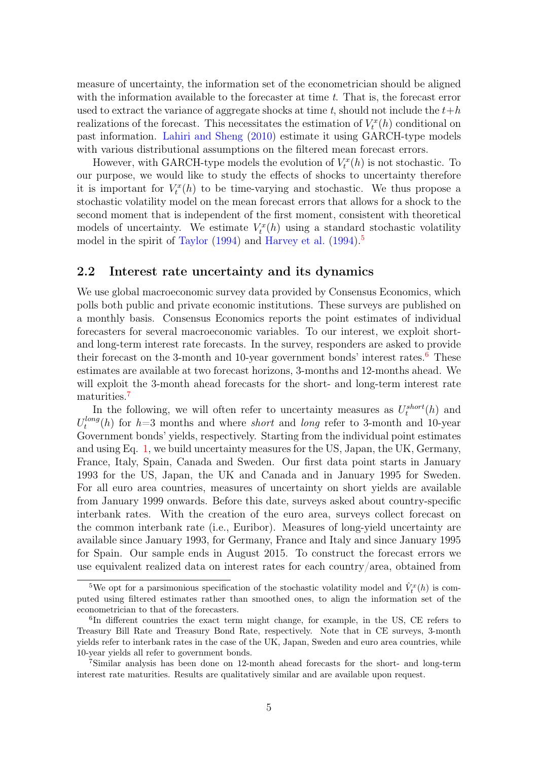measure of uncertainty, the information set of the econometrician should be aligned with the information available to the forecaster at time $t$. That is, the forecast error used to extract the variance of aggregate shocks at time $t$, should not include the $t+h$ realizations of the forecast. This necessitates the estimation of $V_t^x(h)$ conditional on past information. Lahiri and Sheng (2010) estimate it using GARCH-type models with various distributional assumptions on the filtered mean forecast errors.

However, with GARCH-type models the evolution of $V_t^x(h)$ is not stochastic. To our purpose, we would like to study the effects of shocks to uncertainty therefore it is important for $V_t^x(h)$ to be time-varying and stochastic. We thus propose a stochastic volatility model on the mean forecast errors that allows for a shock to the second moment that is independent of the first moment, consistent with theoretical models of uncertainty. We estimate $V_t^x(h)$ using a standard stochastic volatility model in the spirit of Taylor (1994) and Harvey et al. (1994).[5]

## 2.2 Interest rate uncertainty and its dynamics

We use global macroeconomic survey data provided by Consensus Economics, which polls both public and private economic institutions. These surveys are published on a monthly basis. Consensus Economics reports the point estimates of individual forecasters for several macroeconomic variables. To our interest, we exploit short- and long-term interest rate forecasts. In the survey, responders are asked to provide their forecast on the 3-month and 10-year government bonds' interest rates.[6] These estimates are available at two forecast horizons, 3-months and 12-months ahead. We will exploit the 3-month ahead forecasts for the short- and long-term interest rate maturities.[7]

In the following, we will often refer to uncertainty measures as $U_t^{short}(h)$ and $U_t^{long}(h)$ for $h$=3 months and where *short* and *long* refer to 3-month and 10-year Government bonds' yields, respectively. Starting from the individual point estimates and using Eq. 1, we build uncertainty measures for the US, Japan, the UK, Germany, France, Italy, Spain, Canada and Sweden. Our first data point starts in January 1993 for the US, Japan, the UK and Canada and in January 1995 for Sweden. For all euro area countries, measures of uncertainty on short yields are available from January 1999 onwards. Before this date, surveys asked about country-specific interbank rates. With the creation of the euro area, surveys collect forecast on the common interbank rate (i.e., Euribor). Measures of long-yield uncertainty are available since January 1993, for Germany, France and Italy and since January 1995 for Spain. Our sample ends in August 2015. To construct the forecast errors we use equivalent realized data on interest rates for each country/area, obtained from

[5] We opt for a parsimonious specification of the stochastic volatility model and $\hat{V}_t^x(h)$ is computed using filtered estimates rather than smoothed ones, to align the information set of the econometrician to that of the forecasters.

[6] In different countries the exact term might change, for example, in the US, CE refers to Treasury Bill Rate and Treasury Bond Rate, respectively. Note that in CE surveys, 3-month yields refer to interbank rates in the case of the UK, Japan, Sweden and euro area countries, while 10-year yields all refer to government bonds.

[7] Similar analysis has been done on 12-month ahead forecasts for the short- and long-term interest rate maturities. Results are qualitatively similar and are available upon request.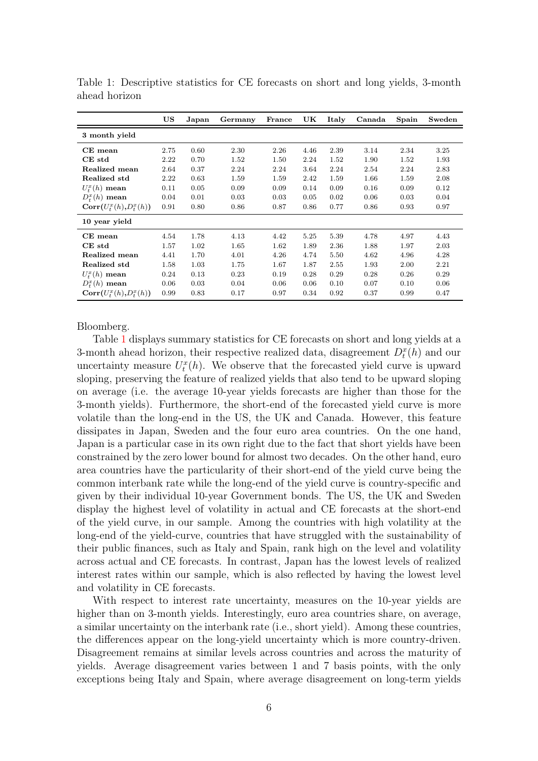Table 1: Descriptive statistics for CE forecasts on short and long yields, 3-month ahead horizon

| | US | Japan | Germany | France | UK | Italy | Canada | Spain | Sweden |
|---|---|---|---|---|---|---|---|---|---|
| **3 month yield** | | | | | | | | | |
| **CE mean** | 2.75 | 0.60 | 2.30 | 2.26 | 4.46 | 2.39 | 3.14 | 2.34 | 3.25 |
| **CE std** | 2.22 | 0.70 | 1.52 | 1.50 | 2.24 | 1.52 | 1.90 | 1.52 | 1.93 |
| **Realized mean** | 2.64 | 0.37 | 2.24 | 2.24 | 3.64 | 2.24 | 2.54 | 2.24 | 2.83 |
| **Realized std** | 2.22 | 0.63 | 1.59 | 1.59 | 2.42 | 1.59 | 1.66 | 1.59 | 2.08 |
| $U_t^x(h)$ **mean** | 0.11 | 0.05 | 0.09 | 0.09 | 0.14 | 0.09 | 0.16 | 0.09 | 0.12 |
| $D_t^x(h)$ **mean** | 0.04 | 0.01 | 0.03 | 0.03 | 0.05 | 0.02 | 0.06 | 0.03 | 0.04 |
| **Corr**($U_t^x(h)$,$D_t^x(h)$) | 0.91 | 0.80 | 0.86 | 0.87 | 0.86 | 0.77 | 0.86 | 0.93 | 0.97 |
| **10 year yield** | | | | | | | | | |
| **CE mean** | 4.54 | 1.78 | 4.13 | 4.42 | 5.25 | 5.39 | 4.78 | 4.97 | 4.43 |
| **CE std** | 1.57 | 1.02 | 1.65 | 1.62 | 1.89 | 2.36 | 1.88 | 1.97 | 2.03 |
| **Realized mean** | 4.41 | 1.70 | 4.01 | 4.26 | 4.74 | 5.50 | 4.62 | 4.96 | 4.28 |
| **Realized std** | 1.58 | 1.03 | 1.75 | 1.67 | 1.87 | 2.55 | 1.93 | 2.00 | 2.21 |
| $U_t^x(h)$ **mean** | 0.24 | 0.13 | 0.23 | 0.19 | 0.28 | 0.29 | 0.28 | 0.26 | 0.29 |
| $D_t^x(h)$ **mean** | 0.06 | 0.03 | 0.04 | 0.06 | 0.06 | 0.10 | 0.07 | 0.10 | 0.06 |
| **Corr**($U_t^x(h)$,$D_t^x(h)$) | 0.99 | 0.83 | 0.17 | 0.97 | 0.34 | 0.92 | 0.37 | 0.99 | 0.47 |

Bloomberg.

Table 1 displays summary statistics for CE forecasts on short and long yields at a 3-month ahead horizon, their respective realized data, disagreement $D_t^x(h)$ and our uncertainty measure $U_t^x(h)$. We observe that the forecasted yield curve is upward sloping, preserving the feature of realized yields that also tend to be upward sloping on average (i.e. the average 10-year yields forecasts are higher than those for the 3-month yields). Furthermore, the short-end of the forecasted yield curve is more volatile than the long-end in the US, the UK and Canada. However, this feature dissipates in Japan, Sweden and the four euro area countries. On the one hand, Japan is a particular case in its own right due to the fact that short yields have been constrained by the zero lower bound for almost two decades. On the other hand, euro area countries have the particularity of their short-end of the yield curve being the common interbank rate while the long-end of the yield curve is country-specific and given by their individual 10-year Government bonds. The US, the UK and Sweden display the highest level of volatility in actual and CE forecasts at the short-end of the yield curve, in our sample. Among the countries with high volatility at the long-end of the yield-curve, countries that have struggled with the sustainability of their public finances, such as Italy and Spain, rank high on the level and volatility across actual and CE forecasts. In contrast, Japan has the lowest levels of realized interest rates within our sample, which is also reflected by having the lowest level and volatility in CE forecasts.

With respect to interest rate uncertainty, measures on the 10-year yields are higher than on 3-month yields. Interestingly, euro area countries share, on average, a similar uncertainty on the interbank rate (i.e., short yield). Among these countries, the differences appear on the long-yield uncertainty which is more country-driven. Disagreement remains at similar levels across countries and across the maturity of yields. Average disagreement varies between 1 and 7 basis points, with the only exceptions being Italy and Spain, where average disagreement on long-term yields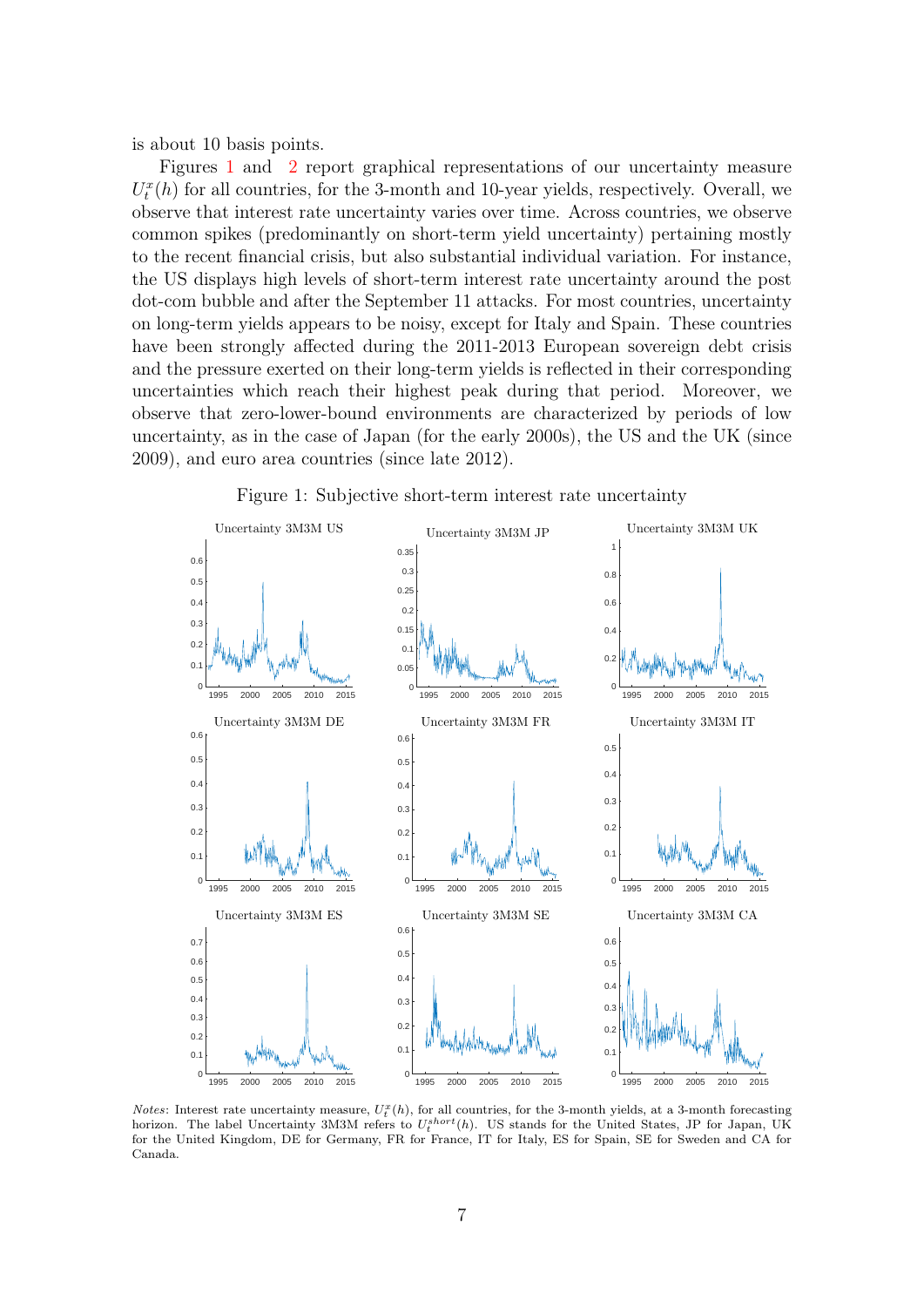is about 10 basis points.

Figures 1 and 2 report graphical representations of our uncertainty measure $U_t^x(h)$ for all countries, for the 3-month and 10-year yields, respectively. Overall, we observe that interest rate uncertainty varies over time. Across countries, we observe common spikes (predominantly on short-term yield uncertainty) pertaining mostly to the recent financial crisis, but also substantial individual variation. For instance, the US displays high levels of short-term interest rate uncertainty around the post dot-com bubble and after the September 11 attacks. For most countries, uncertainty on long-term yields appears to be noisy, except for Italy and Spain. These countries have been strongly affected during the 2011-2013 European sovereign debt crisis and the pressure exerted on their long-term yields is reflected in their corresponding uncertainties which reach their highest peak during that period. Moreover, we observe that zero-lower-bound environments are characterized by periods of low uncertainty, as in the case of Japan (for the early 2000s), the US and the UK (since 2009), and euro area countries (since late 2012).

Figure 1: Subjective short-term interest rate uncertainty

*Notes*: Interest rate uncertainty measure, $U_t^x(h)$, for all countries, for the 3-month yields, at a 3-month forecasting horizon. The label Uncertainty 3M3M refers to $U_t^{short}(h)$. US stands for the United States, JP for Japan, UK for the United Kingdom, DE for Germany, FR for France, IT for Italy, ES for Spain, SE for Sweden and CA for Canada.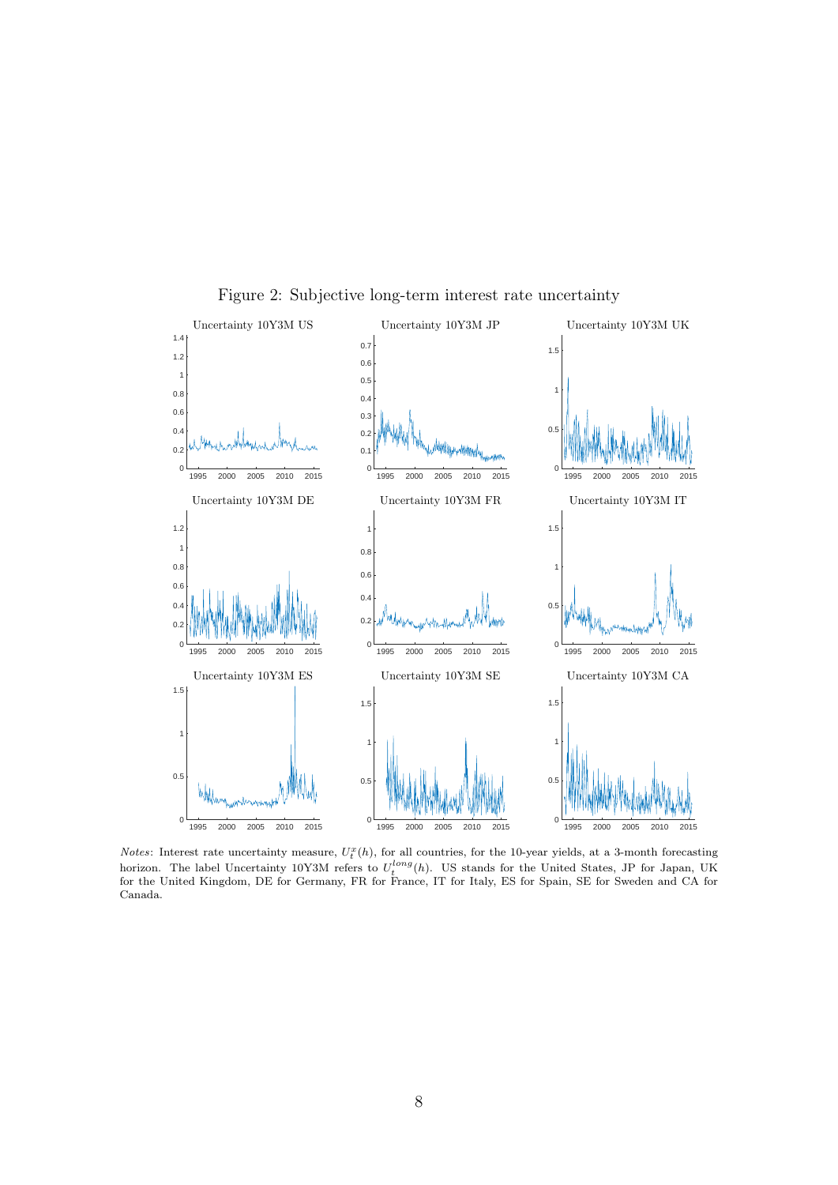Figure 2: Subjective long-term interest rate uncertainty

*Notes*: Interest rate uncertainty measure, $U_t^x(h)$, for all countries, for the 10-year yields, at a 3-month forecasting horizon. The label Uncertainty 10Y3M refers to $U_t^{long}(h)$. US stands for the United States, JP for Japan, UK for the United Kingdom, DE for Germany, FR for France, IT for Italy, ES for Spain, SE for Sweden and CA for Canada.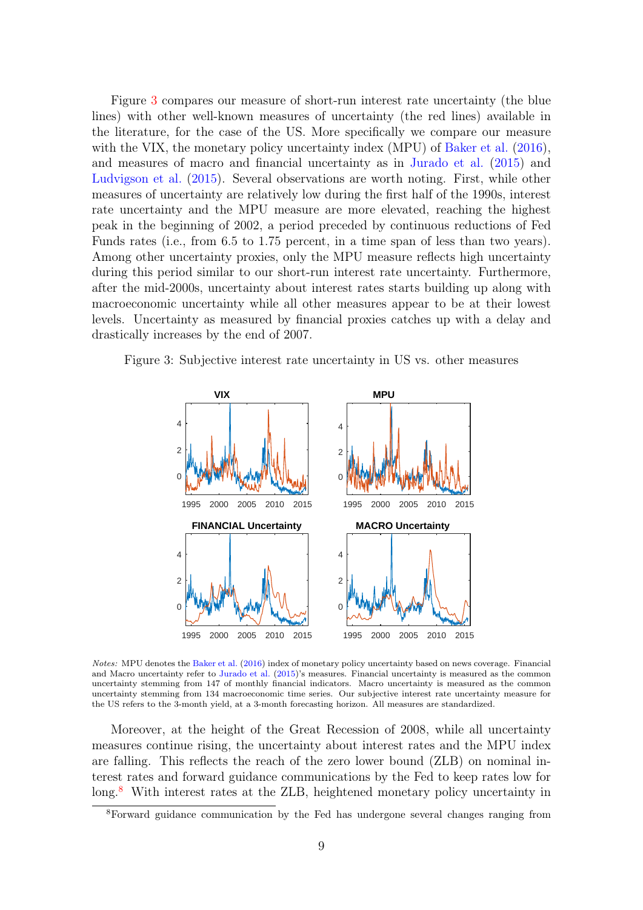Figure 3 compares our measure of short-run interest rate uncertainty (the blue lines) with other well-known measures of uncertainty (the red lines) available in the literature, for the case of the US. More specifically we compare our measure with the VIX, the monetary policy uncertainty index (MPU) of Baker et al. (2016), and measures of macro and financial uncertainty as in Jurado et al. (2015) and Ludvigson et al. (2015). Several observations are worth noting. First, while other measures of uncertainty are relatively low during the first half of the 1990s, interest rate uncertainty and the MPU measure are more elevated, reaching the highest peak in the beginning of 2002, a period preceded by continuous reductions of Fed Funds rates (i.e., from 6.5 to 1.75 percent, in a time span of less than two years). Among other uncertainty proxies, only the MPU measure reflects high uncertainty during this period similar to our short-run interest rate uncertainty. Furthermore, after the mid-2000s, uncertainty about interest rates starts building up along with macroeconomic uncertainty while all other measures appear to be at their lowest levels. Uncertainty as measured by financial proxies catches up with a delay and drastically increases by the end of 2007.

Figure 3: Subjective interest rate uncertainty in US vs. other measures

*Notes:* MPU denotes the Baker et al. (2016) index of monetary policy uncertainty based on news coverage. Financial and Macro uncertainty refer to Jurado et al. (2015)'s measures. Financial uncertainty is measured as the common uncertainty stemming from 147 of monthly financial indicators. Macro uncertainty is measured as the common uncertainty stemming from 134 macroeconomic time series. Our subjective interest rate uncertainty measure for the US refers to the 3-month yield, at a 3-month forecasting horizon. All measures are standardized.

Moreover, at the height of the Great Recession of 2008, while all uncertainty measures continue rising, the uncertainty about interest rates and the MPU index are falling. This reflects the reach of the zero lower bound (ZLB) on nominal interest rates and forward guidance communications by the Fed to keep rates low for long.[8] With interest rates at the ZLB, heightened monetary policy uncertainty in

[8] Forward guidance communication by the Fed has undergone several changes ranging from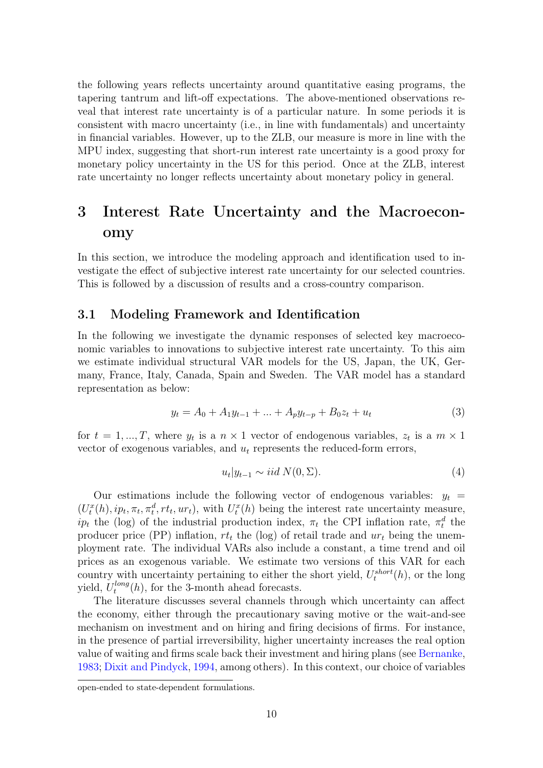the following years reflects uncertainty around quantitative easing programs, the tapering tantrum and lift-off expectations. The above-mentioned observations reveal that interest rate uncertainty is of a particular nature. In some periods it is consistent with macro uncertainty (i.e., in line with fundamentals) and uncertainty in financial variables. However, up to the ZLB, our measure is more in line with the MPU index, suggesting that short-run interest rate uncertainty is a good proxy for monetary policy uncertainty in the US for this period. Once at the ZLB, interest rate uncertainty no longer reflects uncertainty about monetary policy in general.

# 3 Interest Rate Uncertainty and the Macroeconomy

In this section, we introduce the modeling approach and identification used to investigate the effect of subjective interest rate uncertainty for our selected countries. This is followed by a discussion of results and a cross-country comparison.

## 3.1 Modeling Framework and Identification

In the following we investigate the dynamic responses of selected key macroeconomic variables to innovations to subjective interest rate uncertainty. To this aim we estimate individual structural VAR models for the US, Japan, the UK, Germany, France, Italy, Canada, Spain and Sweden. The VAR model has a standard representation as below:

$$y_t = A_0 + A_1 y_{t-1} + ... + A_p y_{t-p} + B_0 z_t + u_t \tag{3}$$

for $t = 1, ..., T$, where $y_t$ is a $n \times 1$ vector of endogenous variables, $z_t$ is a $m \times 1$ vector of exogenous variables, and $u_t$ represents the reduced-form errors,

$$u_t | y_{t-1} \sim iid\ N(0, \Sigma). \tag{4}$$

Our estimations include the following vector of endogenous variables: $y_t = (U_t^x(h), ip_t, \pi_t, \pi_t^d, rt_t, ur_t)$, with $U_t^x(h)$ being the interest rate uncertainty measure, $ip_t$ the (log) of the industrial production index, $\pi_t$ the CPI inflation rate, $\pi_t^d$ the producer price (PP) inflation, $rt_t$ the (log) of retail trade and $ur_t$ being the unemployment rate. The individual VARs also include a constant, a time trend and oil prices as an exogenous variable. We estimate two versions of this VAR for each country with uncertainty pertaining to either the short yield, $U_t^{short}(h)$, or the long yield, $U_t^{long}(h)$, for the 3-month ahead forecasts.

The literature discusses several channels through which uncertainty can affect the economy, either through the precautionary saving motive or the wait-and-see mechanism on investment and on hiring and firing decisions of firms. For instance, in the presence of partial irreversibility, higher uncertainty increases the real option value of waiting and firms scale back their investment and hiring plans (see Bernanke, 1983; Dixit and Pindyck, 1994, among others). In this context, our choice of variables

open-ended to state-dependent formulations.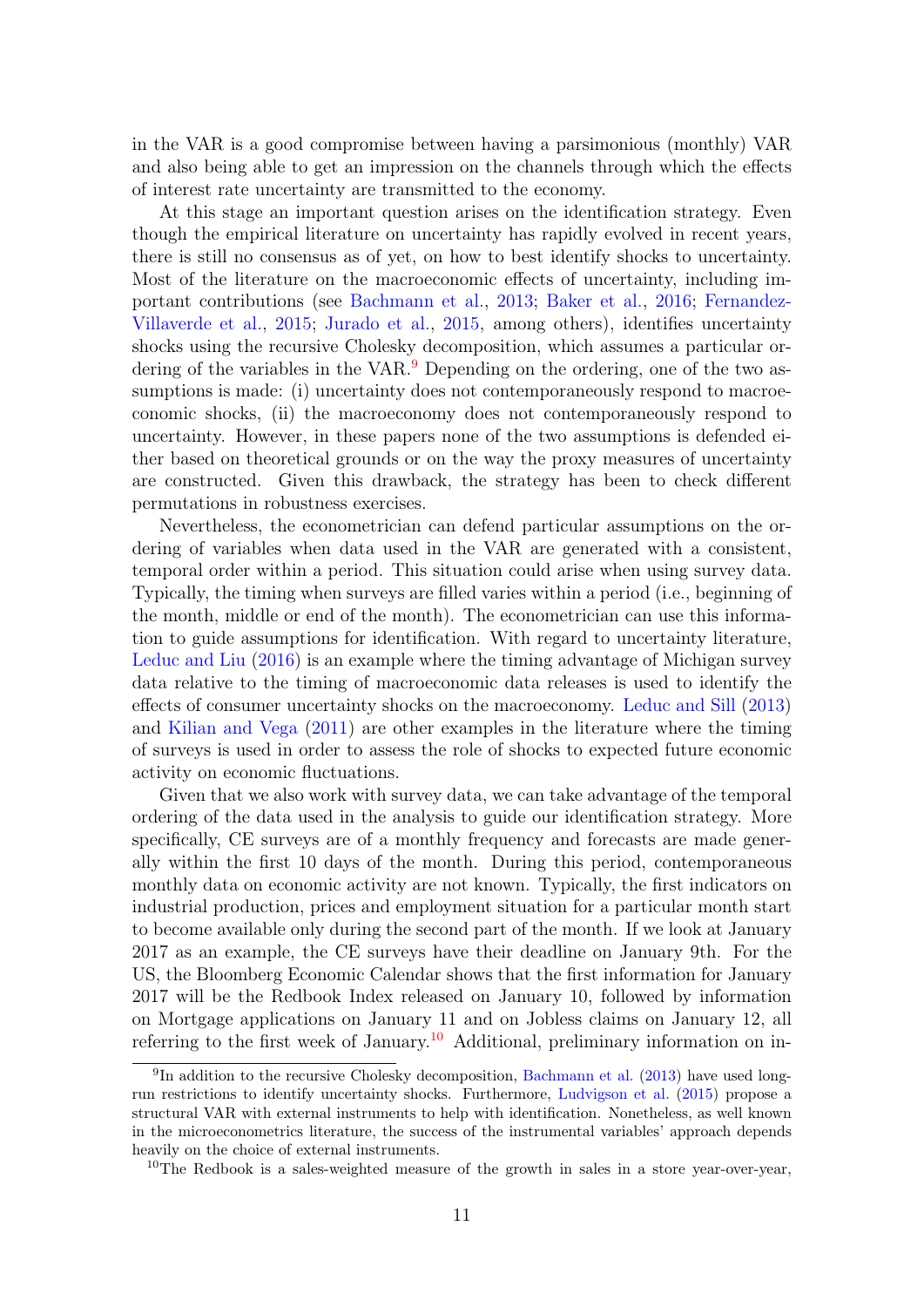in the VAR is a good compromise between having a parsimonious (monthly) VAR and also being able to get an impression on the channels through which the effects of interest rate uncertainty are transmitted to the economy.

At this stage an important question arises on the identification strategy. Even though the empirical literature on uncertainty has rapidly evolved in recent years, there is still no consensus as of yet, on how to best identify shocks to uncertainty. Most of the literature on the macroeconomic effects of uncertainty, including important contributions (see Bachmann et al., 2013; Baker et al., 2016; Fernandez-Villaverde et al., 2015; Jurado et al., 2015, among others), identifies uncertainty shocks using the recursive Cholesky decomposition, which assumes a particular ordering of the variables in the VAR.[9] Depending on the ordering, one of the two assumptions is made: (i) uncertainty does not contemporaneously respond to macroeconomic shocks, (ii) the macroeconomy does not contemporaneously respond to uncertainty. However, in these papers none of the two assumptions is defended either based on theoretical grounds or on the way the proxy measures of uncertainty are constructed. Given this drawback, the strategy has been to check different permutations in robustness exercises.

Nevertheless, the econometrician can defend particular assumptions on the ordering of variables when data used in the VAR are generated with a consistent, temporal order within a period. This situation could arise when using survey data. Typically, the timing when surveys are filled varies within a period (i.e., beginning of the month, middle or end of the month). The econometrician can use this information to guide assumptions for identification. With regard to uncertainty literature, Leduc and Liu (2016) is an example where the timing advantage of Michigan survey data relative to the timing of macroeconomic data releases is used to identify the effects of consumer uncertainty shocks on the macroeconomy. Leduc and Sill (2013) and Kilian and Vega (2011) are other examples in the literature where the timing of surveys is used in order to assess the role of shocks to expected future economic activity on economic fluctuations.

Given that we also work with survey data, we can take advantage of the temporal ordering of the data used in the analysis to guide our identification strategy. More specifically, CE surveys are of a monthly frequency and forecasts are made generally within the first 10 days of the month. During this period, contemporaneous monthly data on economic activity are not known. Typically, the first indicators on industrial production, prices and employment situation for a particular month start to become available only during the second part of the month. If we look at January 2017 as an example, the CE surveys have their deadline on January 9th. For the US, the Bloomberg Economic Calendar shows that the first information for January 2017 will be the Redbook Index released on January 10, followed by information on Mortgage applications on January 11 and on Jobless claims on January 12, all referring to the first week of January.[10] Additional, preliminary information on in-

[9] In addition to the recursive Cholesky decomposition, Bachmann et al. (2013) have used long-run restrictions to identify uncertainty shocks. Furthermore, Ludvigson et al. (2015) propose a structural VAR with external instruments to help with identification. Nonetheless, as well known in the microeconometrics literature, the success of the instrumental variables' approach depends heavily on the choice of external instruments.

[10] The Redbook is a sales-weighted measure of the growth in sales in a store year-over-year,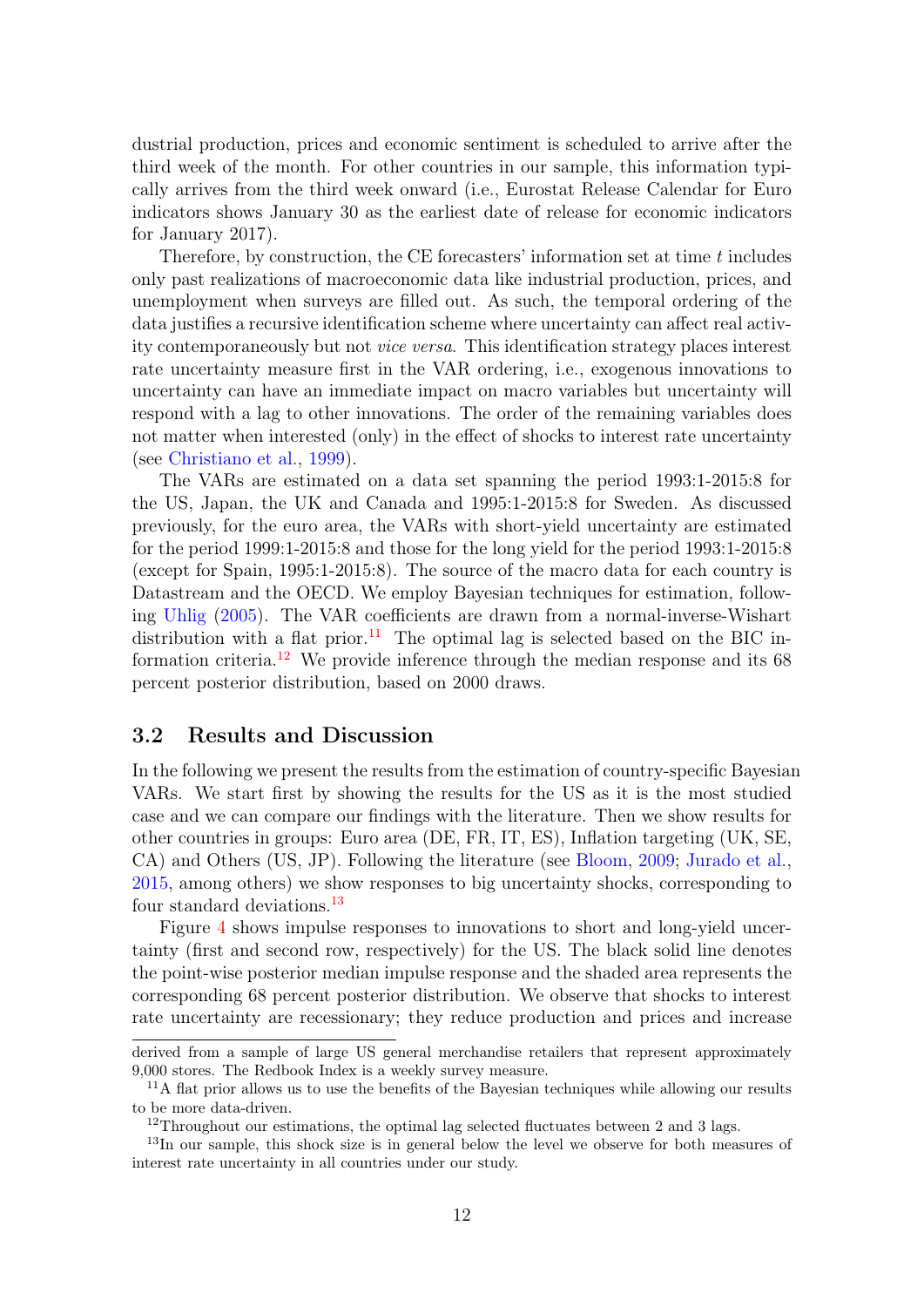dustrial production, prices and economic sentiment is scheduled to arrive after the third week of the month. For other countries in our sample, this information typically arrives from the third week onward (i.e., Eurostat Release Calendar for Euro indicators shows January 30 as the earliest date of release for economic indicators for January 2017).

Therefore, by construction, the CE forecasters' information set at time $t$ includes only past realizations of macroeconomic data like industrial production, prices, and unemployment when surveys are filled out. As such, the temporal ordering of the data justifies a recursive identification scheme where uncertainty can affect real activity contemporaneously but not *vice versa*. This identification strategy places interest rate uncertainty measure first in the VAR ordering, i.e., exogenous innovations to uncertainty can have an immediate impact on macro variables but uncertainty will respond with a lag to other innovations. The order of the remaining variables does not matter when interested (only) in the effect of shocks to interest rate uncertainty (see Christiano et al., 1999).

The VARs are estimated on a data set spanning the period 1993:1-2015:8 for the US, Japan, the UK and Canada and 1995:1-2015:8 for Sweden. As discussed previously, for the euro area, the VARs with short-yield uncertainty are estimated for the period 1999:1-2015:8 and those for the long yield for the period 1993:1-2015:8 (except for Spain, 1995:1-2015:8). The source of the macro data for each country is Datastream and the OECD. We employ Bayesian techniques for estimation, following Uhlig (2005). The VAR coefficients are drawn from a normal-inverse-Wishart distribution with a flat prior.[11] The optimal lag is selected based on the BIC information criteria.[12] We provide inference through the median response and its 68 percent posterior distribution, based on 2000 draws.

## 3.2 Results and Discussion

In the following we present the results from the estimation of country-specific Bayesian VARs. We start first by showing the results for the US as it is the most studied case and we can compare our findings with the literature. Then we show results for other countries in groups: Euro area (DE, FR, IT, ES), Inflation targeting (UK, SE, CA) and Others (US, JP). Following the literature (see Bloom, 2009; Jurado et al., 2015, among others) we show responses to big uncertainty shocks, corresponding to four standard deviations.[13]

Figure 4 shows impulse responses to innovations to short and long-yield uncertainty (first and second row, respectively) for the US. The black solid line denotes the point-wise posterior median impulse response and the shaded area represents the corresponding 68 percent posterior distribution. We observe that shocks to interest rate uncertainty are recessionary; they reduce production and prices and increase

derived from a sample of large US general merchandise retailers that represent approximately 9,000 stores. The Redbook Index is a weekly survey measure.

[11] A flat prior allows us to use the benefits of the Bayesian techniques while allowing our results to be more data-driven.

[12] Throughout our estimations, the optimal lag selected fluctuates between 2 and 3 lags.

[13] In our sample, this shock size is in general below the level we observe for both measures of interest rate uncertainty in all countries under our study.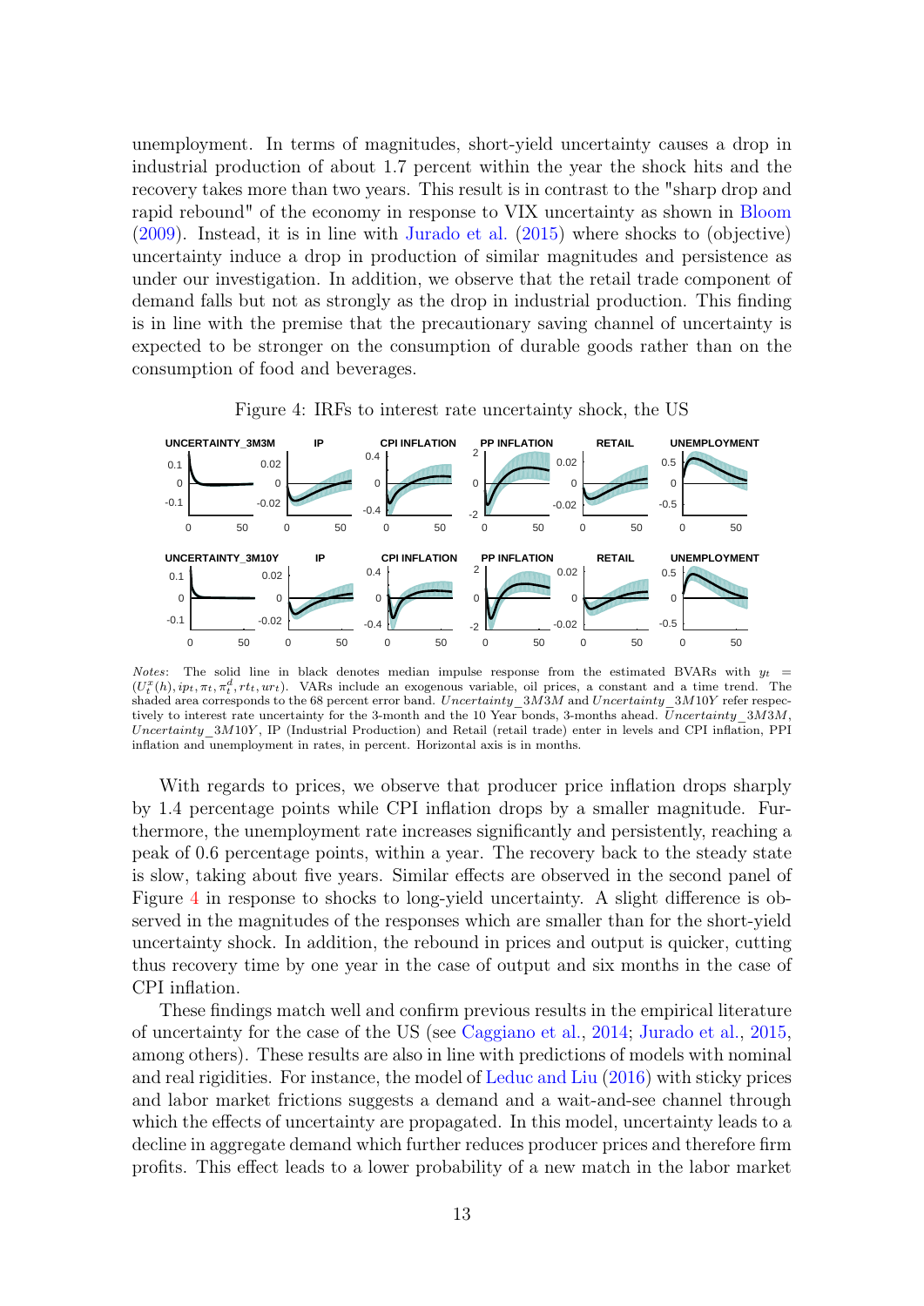unemployment. In terms of magnitudes, short-yield uncertainty causes a drop in industrial production of about 1.7 percent within the year the shock hits and the recovery takes more than two years. This result is in contrast to the "sharp drop and rapid rebound" of the economy in response to VIX uncertainty as shown in Bloom (2009). Instead, it is in line with Jurado et al. (2015) where shocks to (objective) uncertainty induce a drop in production of similar magnitudes and persistence as under our investigation. In addition, we observe that the retail trade component of demand falls but not as strongly as the drop in industrial production. This finding is in line with the premise that the precautionary saving channel of uncertainty is expected to be stronger on the consumption of durable goods rather than on the consumption of food and beverages.

Figure 4: IRFs to interest rate uncertainty shock, the US

*Notes*: The solid line in black denotes median impulse response from the estimated BVARs with $y_t = (U_t^x(h), ip_t, \pi_t, \pi_t^d, rt_t, ur_t)$. VARs include an exogenous variable, oil prices, a constant and a time trend. The shaded area corresponds to the 68 percent error band. *Uncertainty_3M3M* and *Uncertainty_3M10Y* refer respectively to interest rate uncertainty for the 3-month and the 10 Year bonds, 3-months ahead. *Uncertainty_3M3M*, *Uncertainty_3M10Y*, IP (Industrial Production) and Retail (retail trade) enter in levels and CPI inflation, PPI inflation and unemployment in rates, in percent. Horizontal axis is in months.

With regards to prices, we observe that producer price inflation drops sharply by 1.4 percentage points while CPI inflation drops by a smaller magnitude. Furthermore, the unemployment rate increases significantly and persistently, reaching a peak of 0.6 percentage points, within a year. The recovery back to the steady state is slow, taking about five years. Similar effects are observed in the second panel of Figure 4 in response to shocks to long-yield uncertainty. A slight difference is observed in the magnitudes of the responses which are smaller than for the short-yield uncertainty shock. In addition, the rebound in prices and output is quicker, cutting thus recovery time by one year in the case of output and six months in the case of CPI inflation.

These findings match well and confirm previous results in the empirical literature of uncertainty for the case of the US (see Caggiano et al., 2014; Jurado et al., 2015, among others). These results are also in line with predictions of models with nominal and real rigidities. For instance, the model of Leduc and Liu (2016) with sticky prices and labor market frictions suggests a demand and a wait-and-see channel through which the effects of uncertainty are propagated. In this model, uncertainty leads to a decline in aggregate demand which further reduces producer prices and therefore firm profits. This effect leads to a lower probability of a new match in the labor market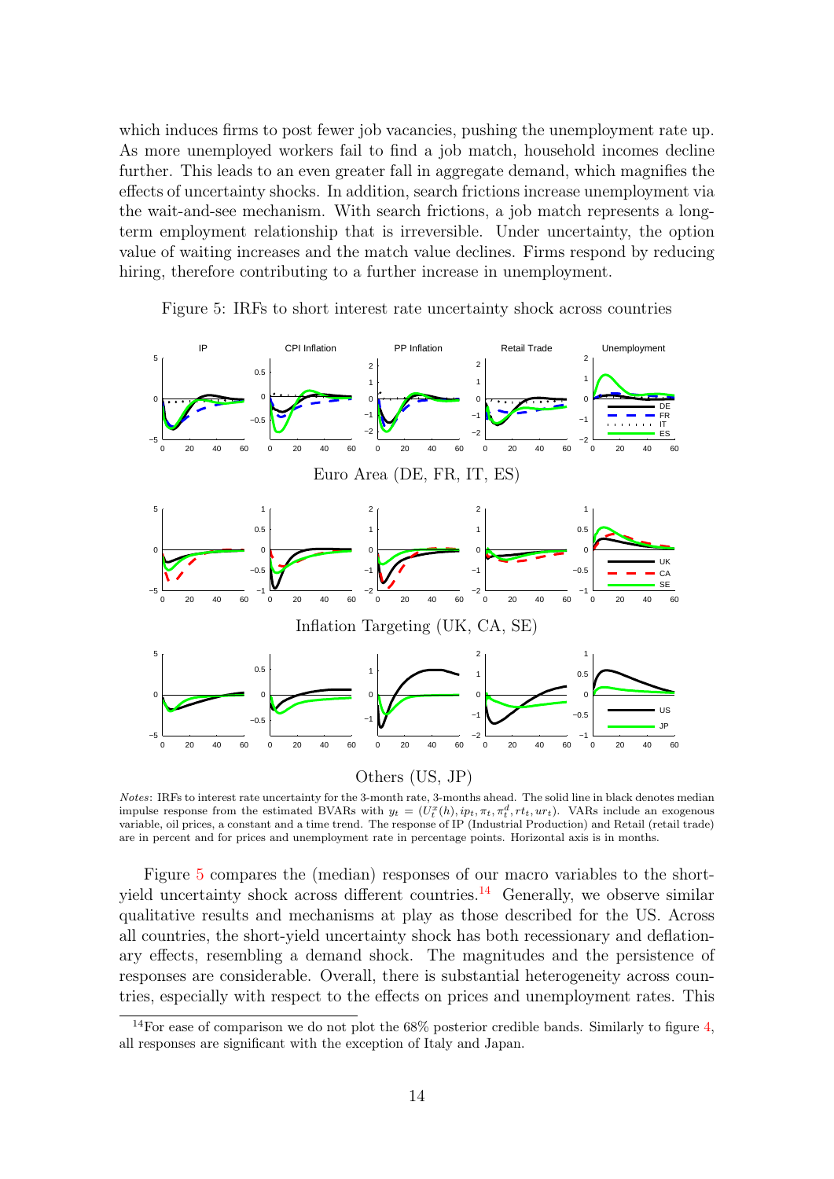which induces firms to post fewer job vacancies, pushing the unemployment rate up. As more unemployed workers fail to find a job match, household incomes decline further. This leads to an even greater fall in aggregate demand, which magnifies the effects of uncertainty shocks. In addition, search frictions increase unemployment via the wait-and-see mechanism. With search frictions, a job match represents a long-term employment relationship that is irreversible. Under uncertainty, the option value of waiting increases and the match value declines. Firms respond by reducing hiring, therefore contributing to a further increase in unemployment.

Figure 5: IRFs to short interest rate uncertainty shock across countries

Euro Area (DE, FR, IT, ES)

Inflation Targeting (UK, CA, SE)

Others (US, JP)

*Notes*: IRFs to interest rate uncertainty for the 3-month rate, 3-months ahead. The solid line in black denotes median impulse response from the estimated BVARs with $y_t = (U^x_t(h), ip_t, \pi_t, \pi^d_t, rt_t, ur_t)$. VARs include an exogenous variable, oil prices, a constant and a time trend. The response of IP (Industrial Production) and Retail (retail trade) are in percent and for prices and unemployment rate in percentage points. Horizontal axis is in months.

Figure 5 compares the (median) responses of our macro variables to the short-yield uncertainty shock across different countries.[14] Generally, we observe similar qualitative results and mechanisms at play as those described for the US. Across all countries, the short-yield uncertainty shock has both recessionary and deflationary effects, resembling a demand shock. The magnitudes and the persistence of responses are considerable. Overall, there is substantial heterogeneity across countries, especially with respect to the effects on prices and unemployment rates. This

[14] For ease of comparison we do not plot the 68% posterior credible bands. Similarly to figure 4, all responses are significant with the exception of Italy and Japan.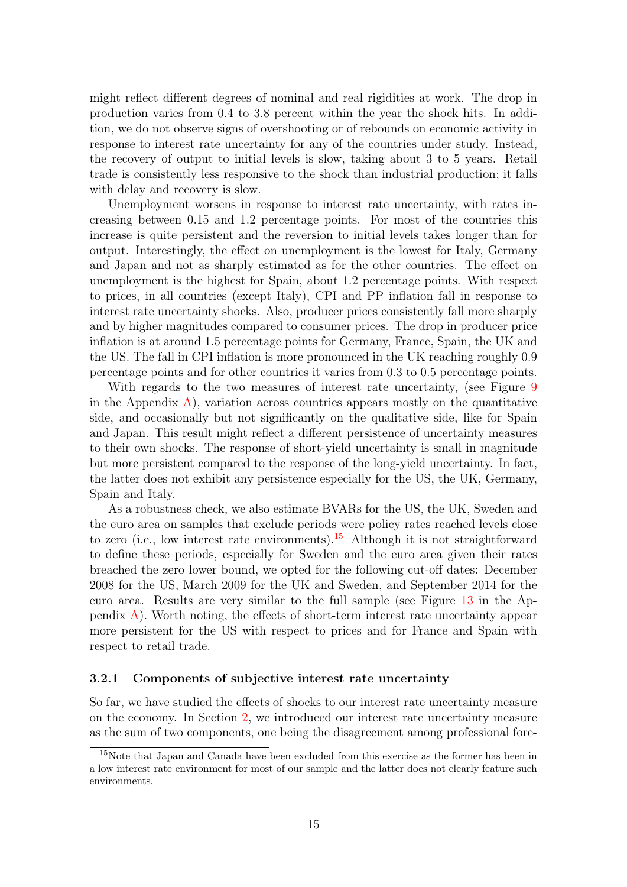might reflect different degrees of nominal and real rigidities at work. The drop in production varies from 0.4 to 3.8 percent within the year the shock hits. In addition, we do not observe signs of overshooting or of rebounds on economic activity in response to interest rate uncertainty for any of the countries under study. Instead, the recovery of output to initial levels is slow, taking about 3 to 5 years. Retail trade is consistently less responsive to the shock than industrial production; it falls with delay and recovery is slow.

Unemployment worsens in response to interest rate uncertainty, with rates increasing between 0.15 and 1.2 percentage points. For most of the countries this increase is quite persistent and the reversion to initial levels takes longer than for output. Interestingly, the effect on unemployment is the lowest for Italy, Germany and Japan and not as sharply estimated as for the other countries. The effect on unemployment is the highest for Spain, about 1.2 percentage points. With respect to prices, in all countries (except Italy), CPI and PP inflation fall in response to interest rate uncertainty shocks. Also, producer prices consistently fall more sharply and by higher magnitudes compared to consumer prices. The drop in producer price inflation is at around 1.5 percentage points for Germany, France, Spain, the UK and the US. The fall in CPI inflation is more pronounced in the UK reaching roughly 0.9 percentage points and for other countries it varies from 0.3 to 0.5 percentage points.

With regards to the two measures of interest rate uncertainty, (see Figure 9 in the Appendix A), variation across countries appears mostly on the quantitative side, and occasionally but not significantly on the qualitative side, like for Spain and Japan. This result might reflect a different persistence of uncertainty measures to their own shocks. The response of short-yield uncertainty is small in magnitude but more persistent compared to the response of the long-yield uncertainty. In fact, the latter does not exhibit any persistence especially for the US, the UK, Germany, Spain and Italy.

As a robustness check, we also estimate BVARs for the US, the UK, Sweden and the euro area on samples that exclude periods were policy rates reached levels close to zero (i.e., low interest rate environments).[15] Although it is not straightforward to define these periods, especially for Sweden and the euro area given their rates breached the zero lower bound, we opted for the following cut-off dates: December 2008 for the US, March 2009 for the UK and Sweden, and September 2014 for the euro area. Results are very similar to the full sample (see Figure 13 in the Appendix A). Worth noting, the effects of short-term interest rate uncertainty appear more persistent for the US with respect to prices and for France and Spain with respect to retail trade.

### 3.2.1 Components of subjective interest rate uncertainty

So far, we have studied the effects of shocks to our interest rate uncertainty measure on the economy. In Section 2, we introduced our interest rate uncertainty measure as the sum of two components, one being the disagreement among professional fore-

[15] Note that Japan and Canada have been excluded from this exercise as the former has been in a low interest rate environment for most of our sample and the latter does not clearly feature such environments.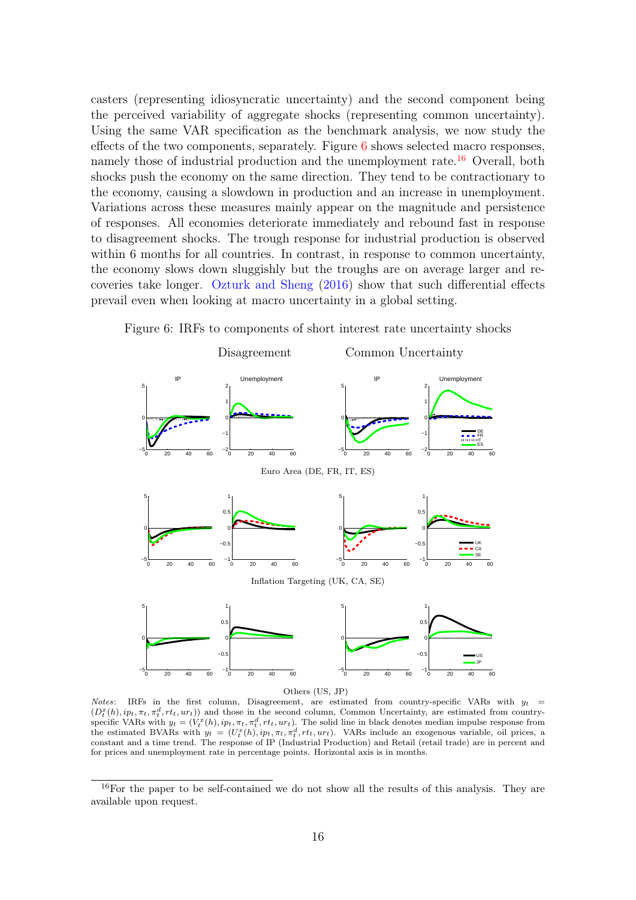casters (representing idiosyncratic uncertainty) and the second component being the perceived variability of aggregate shocks (representing common uncertainty). Using the same VAR specification as the benchmark analysis, we now study the effects of the two components, separately. Figure 6 shows selected macro responses, namely those of industrial production and the unemployment rate.[16] Overall, both shocks push the economy on the same direction. They tend to be contractionary to the economy, causing a slowdown in production and an increase in unemployment. Variations across these measures mainly appear on the magnitude and persistence of responses. All economies deteriorate immediately and rebound fast in response to disagreement shocks. The trough response for industrial production is observed within 6 months for all countries. In contrast, in response to common uncertainty, the economy slows down sluggishly but the troughs are on average larger and recoveries take longer. Ozturk and Sheng (2016) show that such differential effects prevail even when looking at macro uncertainty in a global setting.

Figure 6: IRFs to components of short interest rate uncertainty shocks

Disagreement — Common Uncertainty

Euro Area (DE, FR, IT, ES)

Inflation Targeting (UK, CA, SE)

Others (US, JP)

*Notes*: IRFs in the first column, Disagreement, are estimated from country-specific VARs with $y_t = (D_t^x(h), ip_t, \pi_t, \pi_t^d, rt_t, ur_t)$ and those in the second column, Common Uncertainty, are estimated from country-specific VARs with $y_t = (V_t^x(h), ip_t, \pi_t, \pi_t^d, rt_t, ur_t)$. The solid line in black denotes median impulse response from the estimated BVARs with $y_t = (U_t^x(h), ip_t, \pi_t, \pi_t^d, rt_t, ur_t)$. VARs include an exogenous variable, oil prices, a constant and a time trend. The response of IP (Industrial Production) and Retail (retail trade) are in percent and for prices and unemployment rate in percentage points. Horizontal axis is in months.

[16] For the paper to be self-contained we do not show all the results of this analysis. They are available upon request.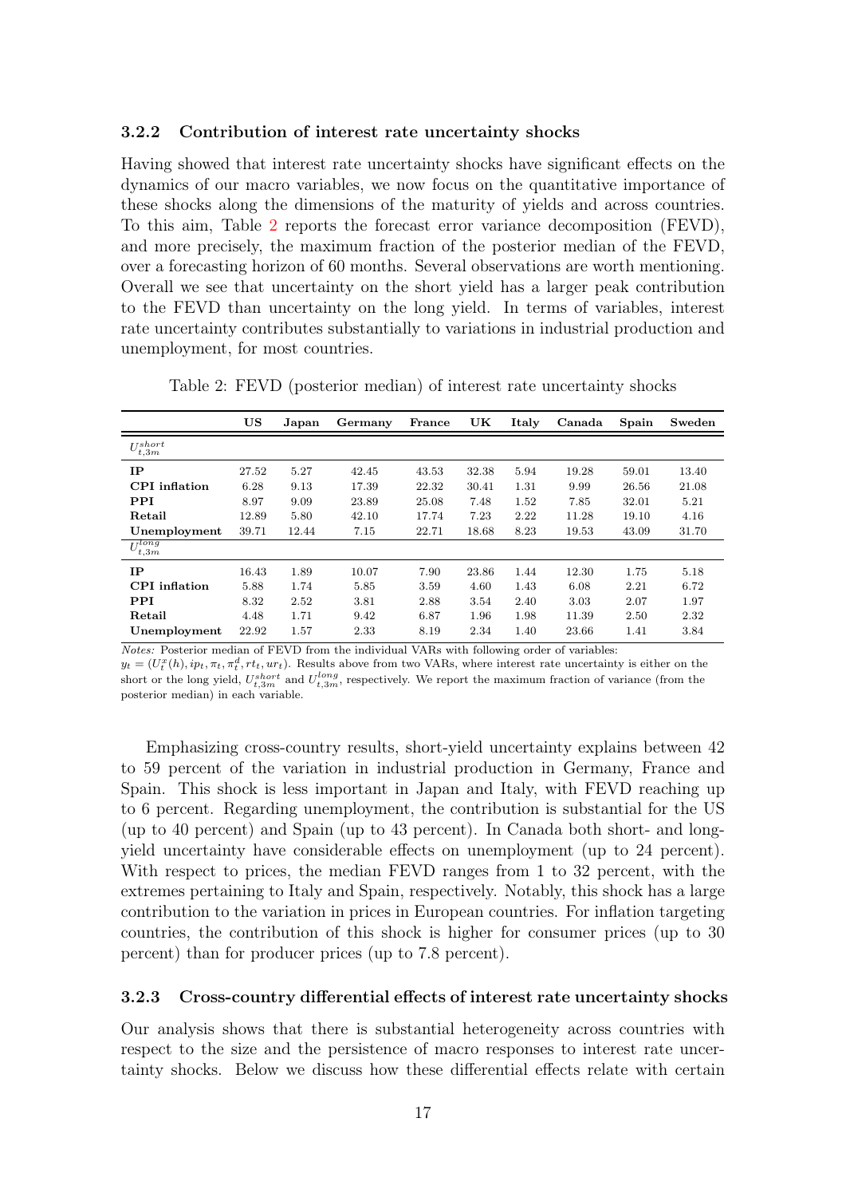### 3.2.2 Contribution of interest rate uncertainty shocks

Having showed that interest rate uncertainty shocks have significant effects on the dynamics of our macro variables, we now focus on the quantitative importance of these shocks along the dimensions of the maturity of yields and across countries. To this aim, Table 2 reports the forecast error variance decomposition (FEVD), and more precisely, the maximum fraction of the posterior median of the FEVD, over a forecasting horizon of 60 months. Several observations are worth mentioning. Overall we see that uncertainty on the short yield has a larger peak contribution to the FEVD than uncertainty on the long yield. In terms of variables, interest rate uncertainty contributes substantially to variations in industrial production and unemployment, for most countries.

Table 2: FEVD (posterior median) of interest rate uncertainty shocks

| | **US** | **Japan** | **Germany** | **France** | **UK** | **Italy** | **Canada** | **Spain** | **Sweden** |
|---|---|---|---|---|---|---|---|---|---|
| $U^{short}_{t,3m}$ | | | | | | | | | |
| **IP** | 27.52 | 5.27 | 42.45 | 43.53 | 32.38 | 5.94 | 19.28 | 59.01 | 13.40 |
| **CPI inflation** | 6.28 | 9.13 | 17.39 | 22.32 | 30.41 | 1.31 | 9.99 | 26.56 | 21.08 |
| **PPI** | 8.97 | 9.09 | 23.89 | 25.08 | 7.48 | 1.52 | 7.85 | 32.01 | 5.21 |
| **Retail** | 12.89 | 5.80 | 42.10 | 17.74 | 7.23 | 2.22 | 11.28 | 19.10 | 4.16 |
| **Unemployment** | 39.71 | 12.44 | 7.15 | 22.71 | 18.68 | 8.23 | 19.53 | 43.09 | 31.70 |
| $U^{long}_{t,3m}$ | | | | | | | | | |
| **IP** | 16.43 | 1.89 | 10.07 | 7.90 | 23.86 | 1.44 | 12.30 | 1.75 | 5.18 |
| **CPI inflation** | 5.88 | 1.74 | 5.85 | 3.59 | 4.60 | 1.43 | 6.08 | 2.21 | 6.72 |
| **PPI** | 8.32 | 2.52 | 3.81 | 2.88 | 3.54 | 2.40 | 3.03 | 2.07 | 1.97 |
| **Retail** | 4.48 | 1.71 | 9.42 | 6.87 | 1.96 | 1.98 | 11.39 | 2.50 | 2.32 |
| **Unemployment** | 22.92 | 1.57 | 2.33 | 8.19 | 2.34 | 1.40 | 23.66 | 1.41 | 3.84 |

*Notes:* Posterior median of FEVD from the individual VARs with following order of variables: $y_t = (U^x_t(h), ip_t, \pi_t, \pi^d_t, rt_t, ur_t)$. Results above from two VARs, where interest rate uncertainty is either on the short or the long yield, $U^{short}_{t,3m}$ and $U^{long}_{t,3m}$, respectively. We report the maximum fraction of variance (from the posterior median) in each variable.

Emphasizing cross-country results, short-yield uncertainty explains between 42 to 59 percent of the variation in industrial production in Germany, France and Spain. This shock is less important in Japan and Italy, with FEVD reaching up to 6 percent. Regarding unemployment, the contribution is substantial for the US (up to 40 percent) and Spain (up to 43 percent). In Canada both short- and long-yield uncertainty have considerable effects on unemployment (up to 24 percent). With respect to prices, the median FEVD ranges from 1 to 32 percent, with the extremes pertaining to Italy and Spain, respectively. Notably, this shock has a large contribution to the variation in prices in European countries. For inflation targeting countries, the contribution of this shock is higher for consumer prices (up to 30 percent) than for producer prices (up to 7.8 percent).

### 3.2.3 Cross-country differential effects of interest rate uncertainty shocks

Our analysis shows that there is substantial heterogeneity across countries with respect to the size and the persistence of macro responses to interest rate uncertainty shocks. Below we discuss how these differential effects relate with certain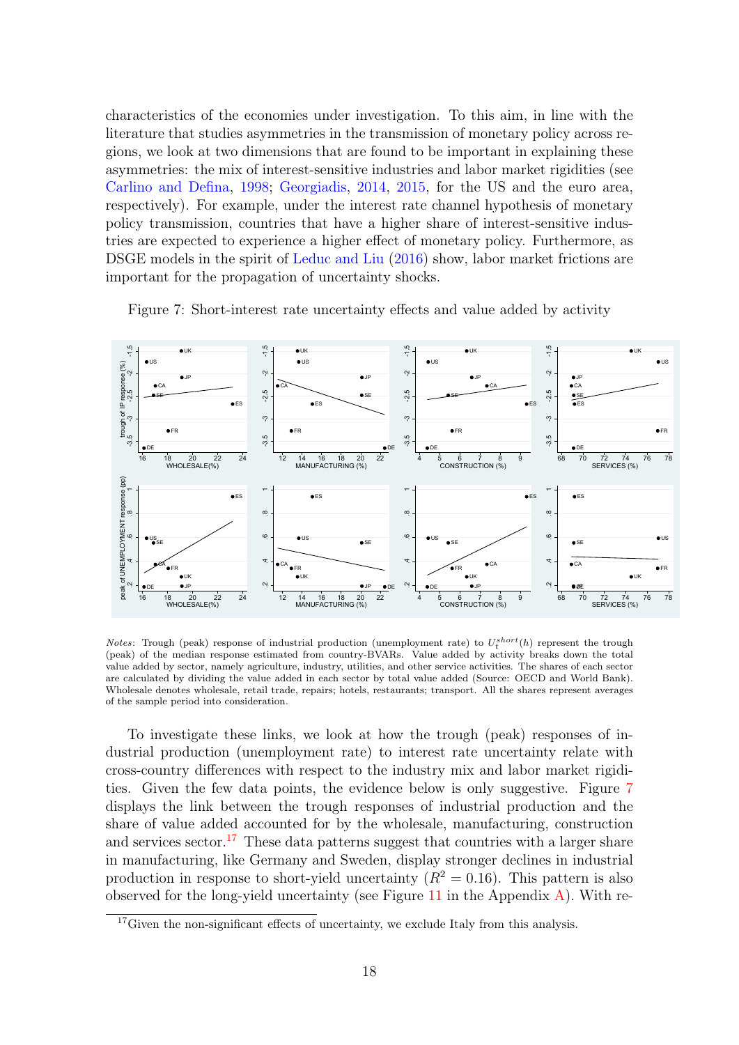characteristics of the economies under investigation. To this aim, in line with the literature that studies asymmetries in the transmission of monetary policy across regions, we look at two dimensions that are found to be important in explaining these asymmetries: the mix of interest-sensitive industries and labor market rigidities (see Carlino and Defina, 1998; Georgiadis, 2014, 2015, for the US and the euro area, respectively). For example, under the interest rate channel hypothesis of monetary policy transmission, countries that have a higher share of interest-sensitive industries are expected to experience a higher effect of monetary policy. Furthermore, as DSGE models in the spirit of Leduc and Liu (2016) show, labor market frictions are important for the propagation of uncertainty shocks.

Figure 7: Short-interest rate uncertainty effects and value added by activity

*Notes*: Trough (peak) response of industrial production (unemployment rate) to $U_t^{short}(h)$ represent the trough (peak) of the median response estimated from country-BVARs. Value added by activity breaks down the total value added by sector, namely agriculture, industry, utilities, and other service activities. The shares of each sector are calculated by dividing the value added in each sector by total value added (Source: OECD and World Bank). Wholesale denotes wholesale, retail trade, repairs; hotels, restaurants; transport. All the shares represent averages of the sample period into consideration.

To investigate these links, we look at how the trough (peak) responses of industrial production (unemployment rate) to interest rate uncertainty relate with cross-country differences with respect to the industry mix and labor market rigidities. Given the few data points, the evidence below is only suggestive. Figure 7 displays the link between the trough responses of industrial production and the share of value added accounted for by the wholesale, manufacturing, construction and services sector.[17] These data patterns suggest that countries with a larger share in manufacturing, like Germany and Sweden, display stronger declines in industrial production in response to short-yield uncertainty ($R^2 = 0.16$). This pattern is also observed for the long-yield uncertainty (see Figure 11 in the Appendix A). With re-

[17]Given the non-significant effects of uncertainty, we exclude Italy from this analysis.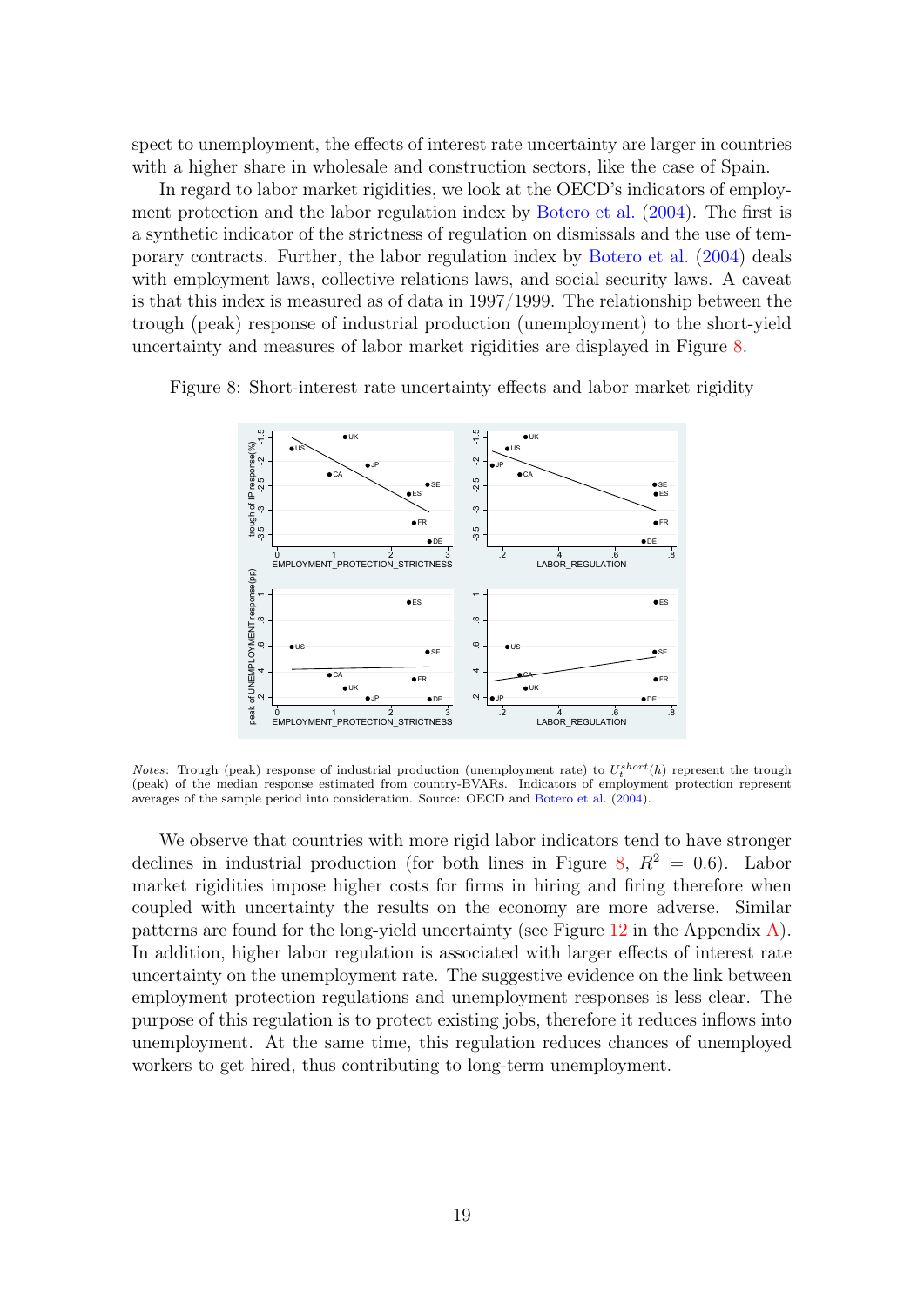spect to unemployment, the effects of interest rate uncertainty are larger in countries with a higher share in wholesale and construction sectors, like the case of Spain.

In regard to labor market rigidities, we look at the OECD's indicators of employment protection and the labor regulation index by Botero et al. (2004). The first is a synthetic indicator of the strictness of regulation on dismissals and the use of temporary contracts. Further, the labor regulation index by Botero et al. (2004) deals with employment laws, collective relations laws, and social security laws. A caveat is that this index is measured as of data in 1997/1999. The relationship between the trough (peak) response of industrial production (unemployment) to the short-yield uncertainty and measures of labor market rigidities are displayed in Figure 8.

Figure 8: Short-interest rate uncertainty effects and labor market rigidity

*Notes*: Trough (peak) response of industrial production (unemployment rate) to $U_t^{short}(h)$ represent the trough (peak) of the median response estimated from country-BVARs. Indicators of employment protection represent averages of the sample period into consideration. Source: OECD and Botero et al. (2004).

We observe that countries with more rigid labor indicators tend to have stronger declines in industrial production (for both lines in Figure 8, $R^2 = 0.6$). Labor market rigidities impose higher costs for firms in hiring and firing therefore when coupled with uncertainty the results on the economy are more adverse. Similar patterns are found for the long-yield uncertainty (see Figure 12 in the Appendix A). In addition, higher labor regulation is associated with larger effects of interest rate uncertainty on the unemployment rate. The suggestive evidence on the link between employment protection regulations and unemployment responses is less clear. The purpose of this regulation is to protect existing jobs, therefore it reduces inflows into unemployment. At the same time, this regulation reduces chances of unemployed workers to get hired, thus contributing to long-term unemployment.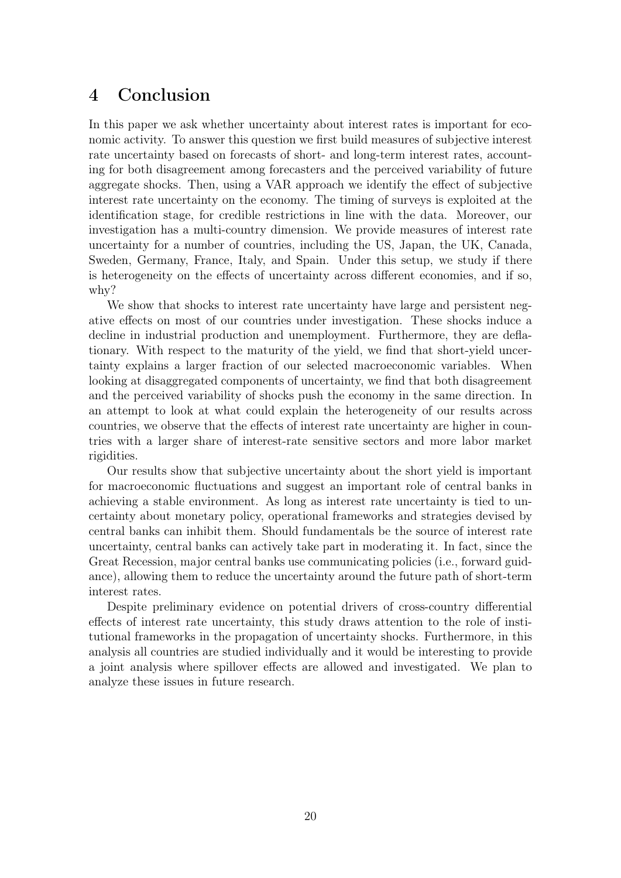# 4 Conclusion

In this paper we ask whether uncertainty about interest rates is important for economic activity. To answer this question we first build measures of subjective interest rate uncertainty based on forecasts of short- and long-term interest rates, accounting for both disagreement among forecasters and the perceived variability of future aggregate shocks. Then, using a VAR approach we identify the effect of subjective interest rate uncertainty on the economy. The timing of surveys is exploited at the identification stage, for credible restrictions in line with the data. Moreover, our investigation has a multi-country dimension. We provide measures of interest rate uncertainty for a number of countries, including the US, Japan, the UK, Canada, Sweden, Germany, France, Italy, and Spain. Under this setup, we study if there is heterogeneity on the effects of uncertainty across different economies, and if so, why?

We show that shocks to interest rate uncertainty have large and persistent negative effects on most of our countries under investigation. These shocks induce a decline in industrial production and unemployment. Furthermore, they are deflationary. With respect to the maturity of the yield, we find that short-yield uncertainty explains a larger fraction of our selected macroeconomic variables. When looking at disaggregated components of uncertainty, we find that both disagreement and the perceived variability of shocks push the economy in the same direction. In an attempt to look at what could explain the heterogeneity of our results across countries, we observe that the effects of interest rate uncertainty are higher in countries with a larger share of interest-rate sensitive sectors and more labor market rigidities.

Our results show that subjective uncertainty about the short yield is important for macroeconomic fluctuations and suggest an important role of central banks in achieving a stable environment. As long as interest rate uncertainty is tied to uncertainty about monetary policy, operational frameworks and strategies devised by central banks can inhibit them. Should fundamentals be the source of interest rate uncertainty, central banks can actively take part in moderating it. In fact, since the Great Recession, major central banks use communicating policies (i.e., forward guidance), allowing them to reduce the uncertainty around the future path of short-term interest rates.

Despite preliminary evidence on potential drivers of cross-country differential effects of interest rate uncertainty, this study draws attention to the role of institutional frameworks in the propagation of uncertainty shocks. Furthermore, in this analysis all countries are studied individually and it would be interesting to provide a joint analysis where spillover effects are allowed and investigated. We plan to analyze these issues in future research.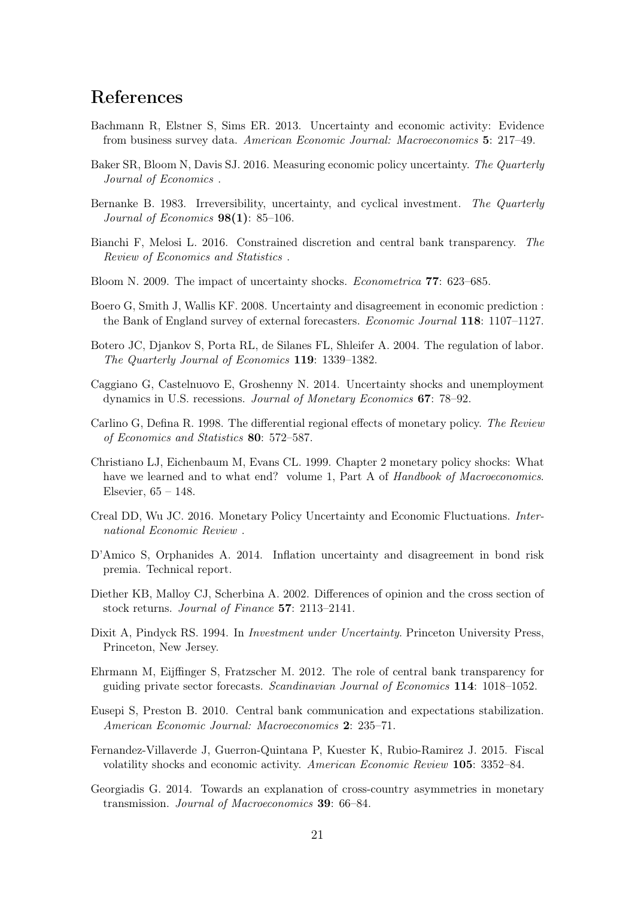# References

Bachmann R, Elstner S, Sims ER. 2013. Uncertainty and economic activity: Evidence from business survey data. *American Economic Journal: Macroeconomics* **5**: 217–49.

Baker SR, Bloom N, Davis SJ. 2016. Measuring economic policy uncertainty. *The Quarterly Journal of Economics* .

Bernanke B. 1983. Irreversibility, uncertainty, and cyclical investment. *The Quarterly Journal of Economics* **98(1)**: 85–106.

Bianchi F, Melosi L. 2016. Constrained discretion and central bank transparency. *The Review of Economics and Statistics* .

Bloom N. 2009. The impact of uncertainty shocks. *Econometrica* **77**: 623–685.

Boero G, Smith J, Wallis KF. 2008. Uncertainty and disagreement in economic prediction : the Bank of England survey of external forecasters. *Economic Journal* **118**: 1107–1127.

Botero JC, Djankov S, Porta RL, de Silanes FL, Shleifer A. 2004. The regulation of labor. *The Quarterly Journal of Economics* **119**: 1339–1382.

Caggiano G, Castelnuovo E, Groshenny N. 2014. Uncertainty shocks and unemployment dynamics in U.S. recessions. *Journal of Monetary Economics* **67**: 78–92.

Carlino G, Defina R. 1998. The differential regional effects of monetary policy. *The Review of Economics and Statistics* **80**: 572–587.

Christiano LJ, Eichenbaum M, Evans CL. 1999. Chapter 2 monetary policy shocks: What have we learned and to what end? volume 1, Part A of *Handbook of Macroeconomics*. Elsevier, 65 – 148.

Creal DD, Wu JC. 2016. Monetary Policy Uncertainty and Economic Fluctuations. *International Economic Review* .

D'Amico S, Orphanides A. 2014. Inflation uncertainty and disagreement in bond risk premia. Technical report.

Diether KB, Malloy CJ, Scherbina A. 2002. Differences of opinion and the cross section of stock returns. *Journal of Finance* **57**: 2113–2141.

Dixit A, Pindyck RS. 1994. In *Investment under Uncertainty*. Princeton University Press, Princeton, New Jersey.

Ehrmann M, Eijffinger S, Fratzscher M. 2012. The role of central bank transparency for guiding private sector forecasts. *Scandinavian Journal of Economics* **114**: 1018–1052.

Eusepi S, Preston B. 2010. Central bank communication and expectations stabilization. *American Economic Journal: Macroeconomics* **2**: 235–71.

Fernandez-Villaverde J, Guerron-Quintana P, Kuester K, Rubio-Ramirez J. 2015. Fiscal volatility shocks and economic activity. *American Economic Review* **105**: 3352–84.

Georgiadis G. 2014. Towards an explanation of cross-country asymmetries in monetary transmission. *Journal of Macroeconomics* **39**: 66–84.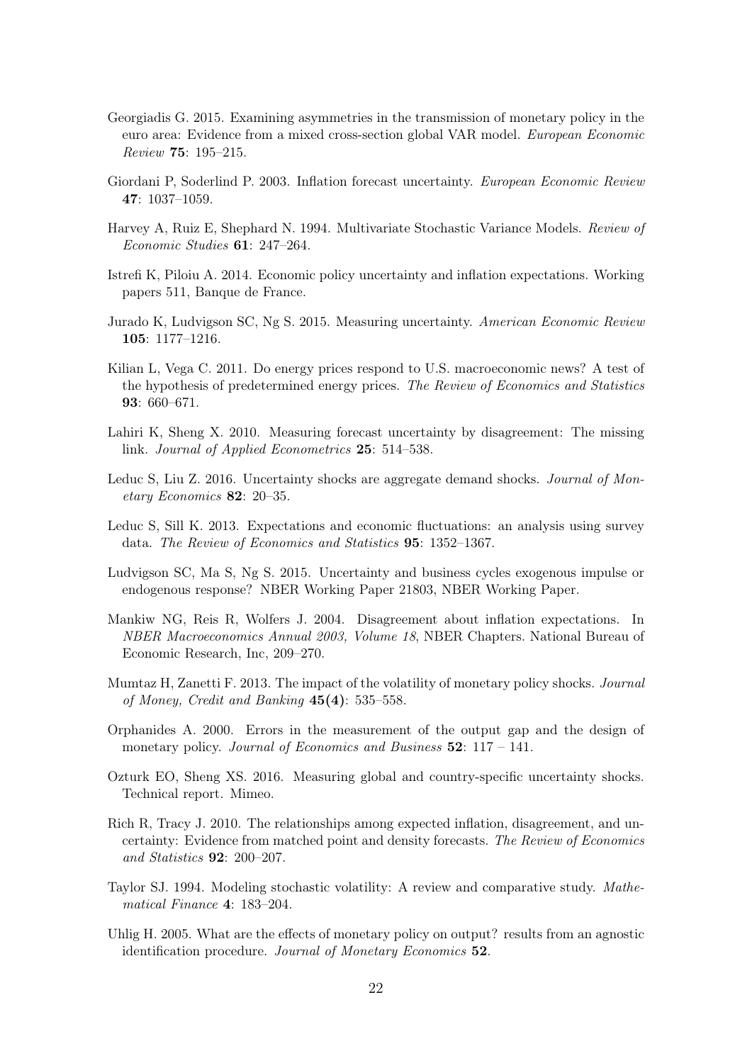Georgiadis G. 2015. Examining asymmetries in the transmission of monetary policy in the euro area: Evidence from a mixed cross-section global VAR model. *European Economic Review* **75**: 195–215.

Giordani P, Soderlind P. 2003. Inflation forecast uncertainty. *European Economic Review* **47**: 1037–1059.

Harvey A, Ruiz E, Shephard N. 1994. Multivariate Stochastic Variance Models. *Review of Economic Studies* **61**: 247–264.

Istrefi K, Piloiu A. 2014. Economic policy uncertainty and inflation expectations. Working papers 511, Banque de France.

Jurado K, Ludvigson SC, Ng S. 2015. Measuring uncertainty. *American Economic Review* **105**: 1177–1216.

Kilian L, Vega C. 2011. Do energy prices respond to U.S. macroeconomic news? A test of the hypothesis of predetermined energy prices. *The Review of Economics and Statistics* **93**: 660–671.

Lahiri K, Sheng X. 2010. Measuring forecast uncertainty by disagreement: The missing link. *Journal of Applied Econometrics* **25**: 514–538.

Leduc S, Liu Z. 2016. Uncertainty shocks are aggregate demand shocks. *Journal of Monetary Economics* **82**: 20–35.

Leduc S, Sill K. 2013. Expectations and economic fluctuations: an analysis using survey data. *The Review of Economics and Statistics* **95**: 1352–1367.

Ludvigson SC, Ma S, Ng S. 2015. Uncertainty and business cycles exogenous impulse or endogenous response? NBER Working Paper 21803, NBER Working Paper.

Mankiw NG, Reis R, Wolfers J. 2004. Disagreement about inflation expectations. In *NBER Macroeconomics Annual 2003, Volume 18*, NBER Chapters. National Bureau of Economic Research, Inc, 209–270.

Mumtaz H, Zanetti F. 2013. The impact of the volatility of monetary policy shocks. *Journal of Money, Credit and Banking* **45(4)**: 535–558.

Orphanides A. 2000. Errors in the measurement of the output gap and the design of monetary policy. *Journal of Economics and Business* **52**: 117 – 141.

Ozturk EO, Sheng XS. 2016. Measuring global and country-specific uncertainty shocks. Technical report. Mimeo.

Rich R, Tracy J. 2010. The relationships among expected inflation, disagreement, and uncertainty: Evidence from matched point and density forecasts. *The Review of Economics and Statistics* **92**: 200–207.

Taylor SJ. 1994. Modeling stochastic volatility: A review and comparative study. *Mathematical Finance* **4**: 183–204.

Uhlig H. 2005. What are the effects of monetary policy on output? results from an agnostic identification procedure. *Journal of Monetary Economics* **52**.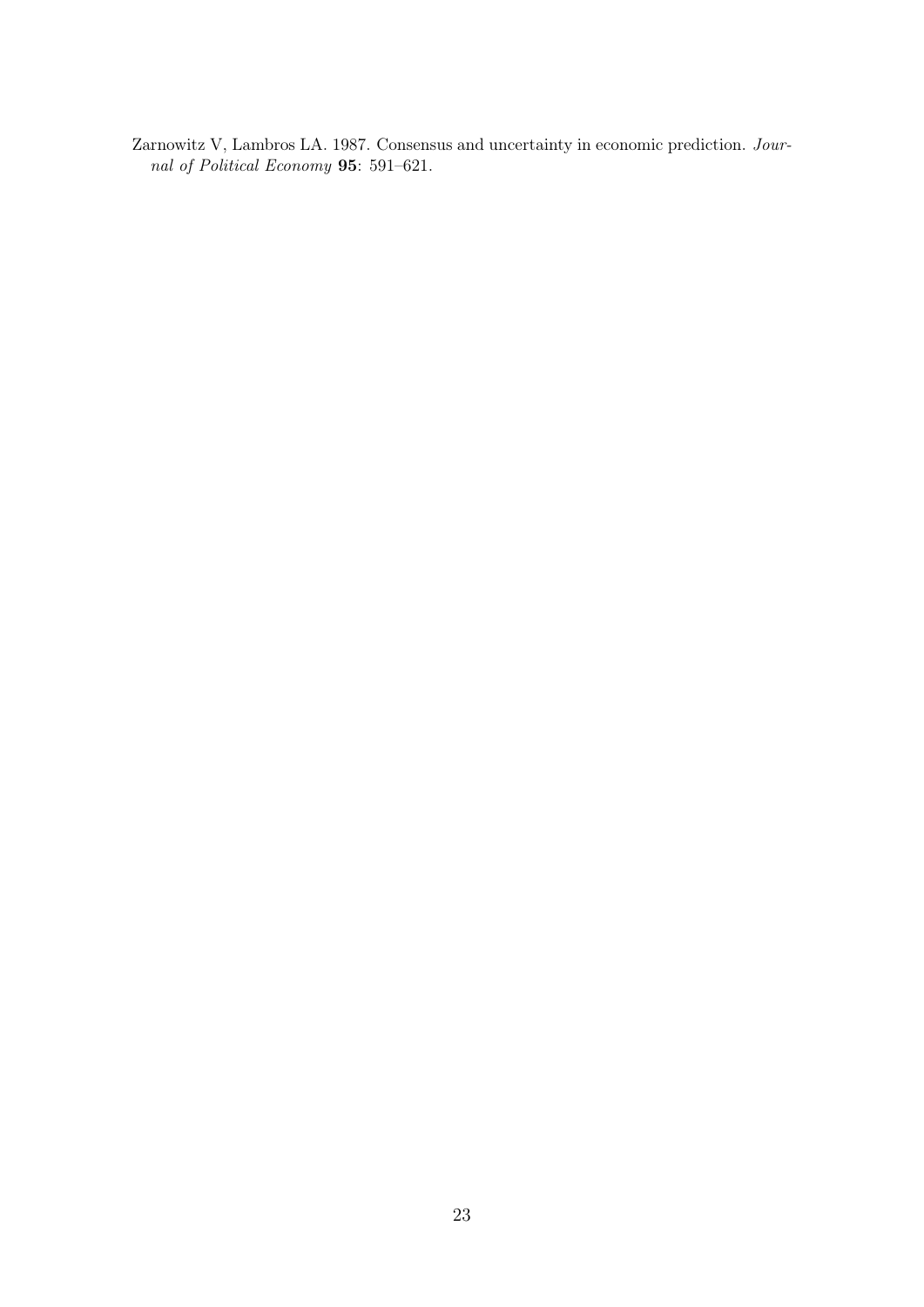Zarnowitz V, Lambros LA. 1987. Consensus and uncertainty in economic prediction. *Journal of Political Economy* **95**: 591–621.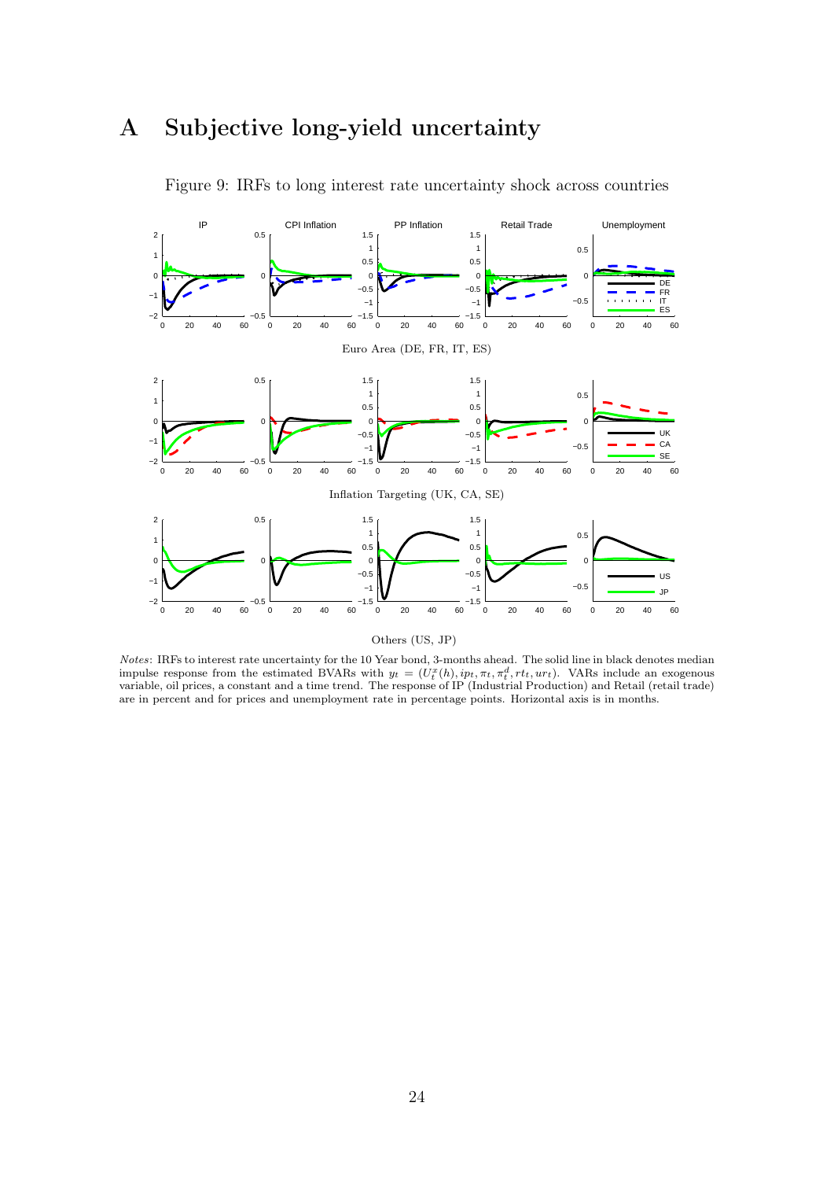# A Subjective long-yield uncertainty

Figure 9: IRFs to long interest rate uncertainty shock across countries

Euro Area (DE, FR, IT, ES)

Inflation Targeting (UK, CA, SE)

Others (US, JP)

*Notes*: IRFs to interest rate uncertainty for the 10 Year bond, 3-months ahead. The solid line in black denotes median impulse response from the estimated BVARs with $y_t = (U_t^x(h), ip_t, \pi_t, \pi_t^d, rt_t, ur_t)$. VARs include an exogenous variable, oil prices, a constant and a time trend. The response of IP (Industrial Production) and Retail (retail trade) are in percent and for prices and unemployment rate in percentage points. Horizontal axis is in months.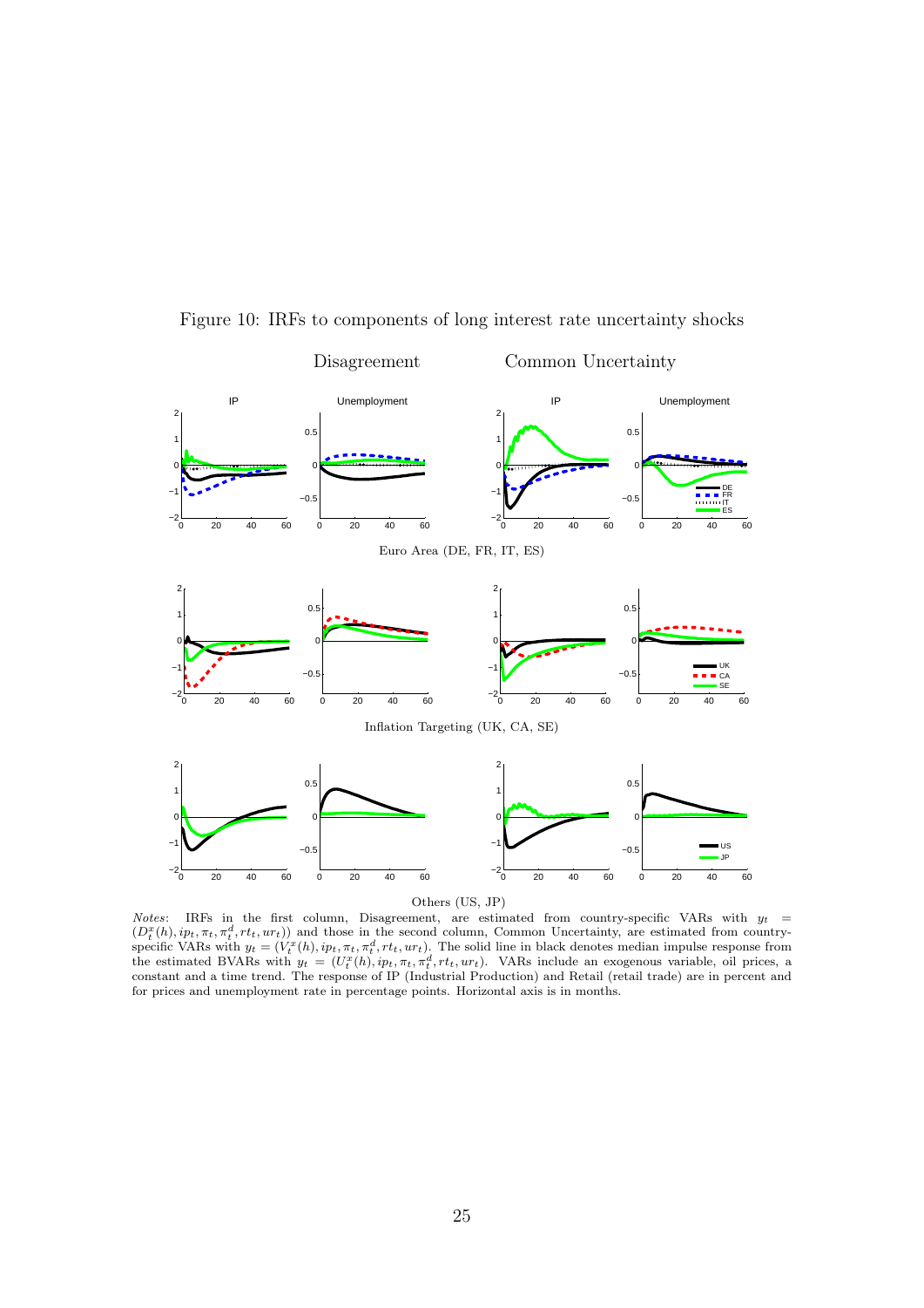Figure 10: IRFs to components of long interest rate uncertainty shocks

Disagreement Common Uncertainty

Euro Area (DE, FR, IT, ES)

Inflation Targeting (UK, CA, SE)

Others (US, JP)

*Notes*: IRFs in the first column, Disagreement, are estimated from country-specific VARs with $y_t = (D_t^x(h), ip_t, \pi_t, \pi_t^d, rt_t, ur_t))$ and those in the second column, Common Uncertainty, are estimated from country-specific VARs with $y_t = (V_t^x(h), ip_t, \pi_t, \pi_t^d, rt_t, ur_t)$. The solid line in black denotes median impulse response from the estimated BVARs with $y_t = (U_t^x(h), ip_t, \pi_t, \pi_t^d, rt_t, ur_t)$. VARs include an exogenous variable, oil prices, a constant and a time trend. The response of IP (Industrial Production) and Retail (retail trade) are in percent and for prices and unemployment rate in percentage points. Horizontal axis is in months.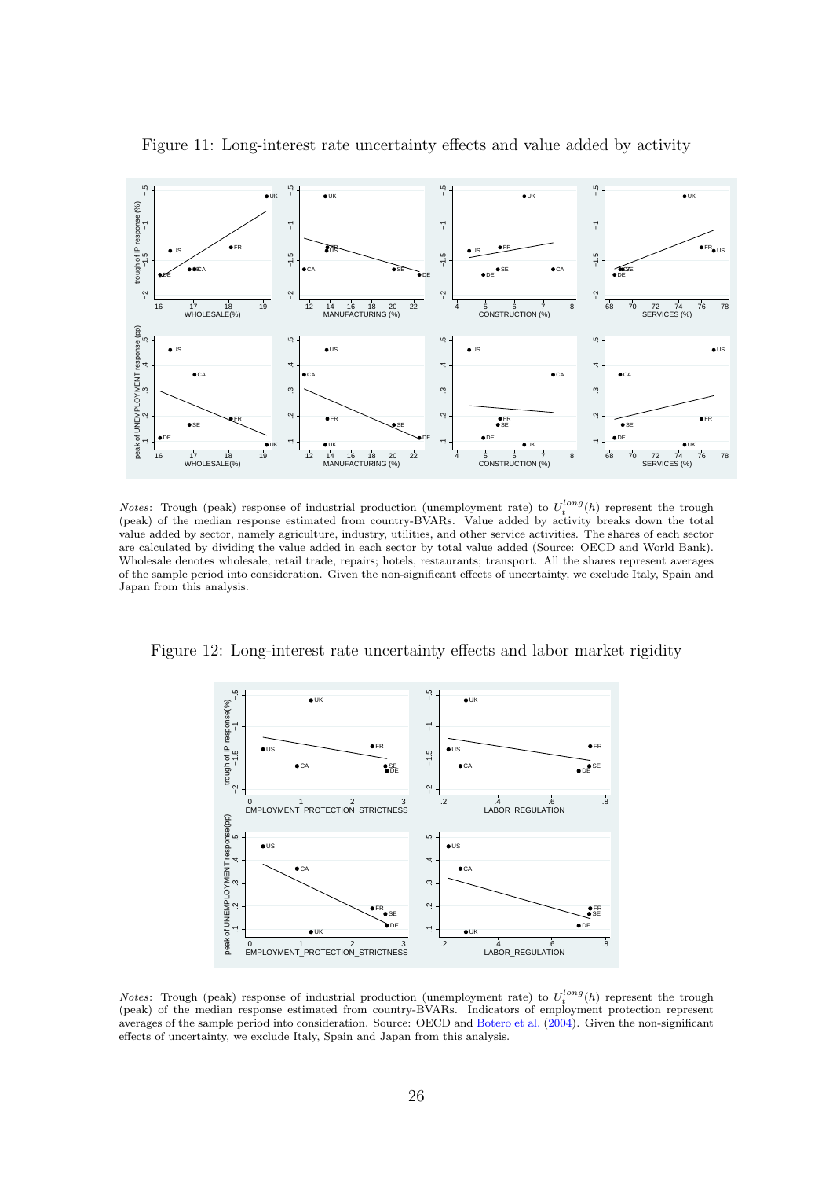Figure 11: Long-interest rate uncertainty effects and value added by activity

*Notes*: Trough (peak) response of industrial production (unemployment rate) to $U_t^{long}(h)$ represent the trough (peak) of the median response estimated from country-BVARs. Value added by activity breaks down the total value added by sector, namely agriculture, industry, utilities, and other service activities. The shares of each sector are calculated by dividing the value added in each sector by total value added (Source: OECD and World Bank). Wholesale denotes wholesale, retail trade, repairs; hotels, restaurants; transport. All the shares represent averages of the sample period into consideration. Given the non-significant effects of uncertainty, we exclude Italy, Spain and Japan from this analysis.

Figure 12: Long-interest rate uncertainty effects and labor market rigidity

*Notes*: Trough (peak) response of industrial production (unemployment rate) to $U_t^{long}(h)$ represent the trough (peak) of the median response estimated from country-BVARs. Indicators of employment protection represent averages of the sample period into consideration. Source: OECD and Botero et al. (2004). Given the non-significant effects of uncertainty, we exclude Italy, Spain and Japan from this analysis.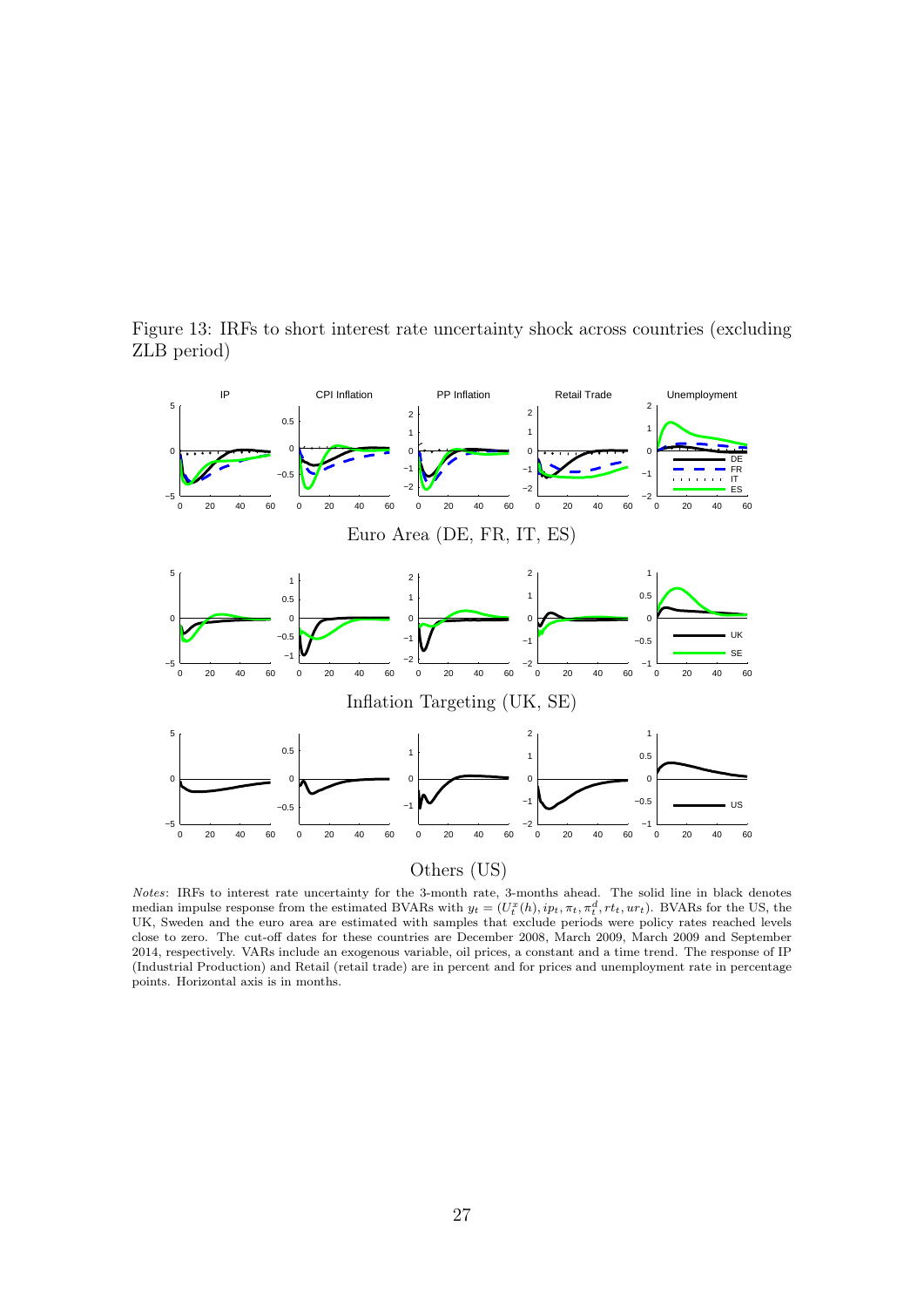Figure 13: IRFs to short interest rate uncertainty shock across countries (excluding ZLB period)

Euro Area (DE, FR, IT, ES)

Inflation Targeting (UK, SE)

Others (US)

*Notes*: IRFs to interest rate uncertainty for the 3-month rate, 3-months ahead. The solid line in black denotes median impulse response from the estimated BVARs with $y_t = (U_t^x(h), ip_t, \pi_t, \pi_t^d, rt_t, ur_t)$. BVARs for the US, the UK, Sweden and the euro area are estimated with samples that exclude periods were policy rates reached levels close to zero. The cut-off dates for these countries are December 2008, March 2009, March 2009 and September 2014, respectively. VARs include an exogenous variable, oil prices, a constant and a time trend. The response of IP (Industrial Production) and Retail (retail trade) are in percent and for prices and unemployment rate in percentage points. Horizontal axis is in months.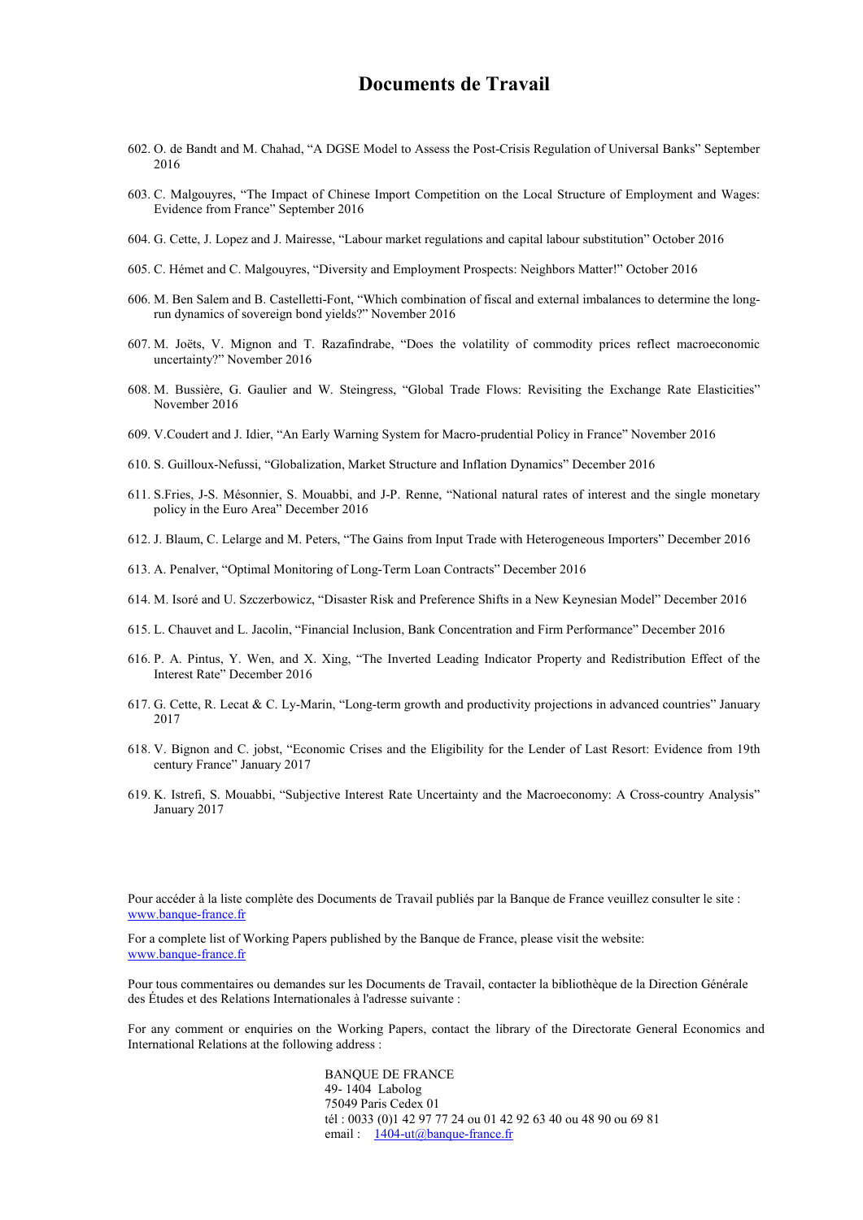# Documents de Travail

602. O. de Bandt and M. Chahad, "A DGSE Model to Assess the Post-Crisis Regulation of Universal Banks" September 2016

603. C. Malgouyres, "The Impact of Chinese Import Competition on the Local Structure of Employment and Wages: Evidence from France" September 2016

604. G. Cette, J. Lopez and J. Mairesse, "Labour market regulations and capital labour substitution" October 2016

605. C. Hémet and C. Malgouyres, "Diversity and Employment Prospects: Neighbors Matter!" October 2016

606. M. Ben Salem and B. Castelletti-Font, "Which combination of fiscal and external imbalances to determine the long-run dynamics of sovereign bond yields?" November 2016

607. M. Joëts, V. Mignon and T. Razafindrabe, "Does the volatility of commodity prices reflect macroeconomic uncertainty?" November 2016

608. M. Bussière, G. Gaulier and W. Steingress, "Global Trade Flows: Revisiting the Exchange Rate Elasticities" November 2016

609. V.Coudert and J. Idier, "An Early Warning System for Macro-prudential Policy in France" November 2016

610. S. Guilloux-Nefussi, "Globalization, Market Structure and Inflation Dynamics" December 2016

611. S.Fries, J-S. Mésonnier, S. Mouabbi, and J-P. Renne, "National natural rates of interest and the single monetary policy in the Euro Area" December 2016

612. J. Blaum, C. Lelarge and M. Peters, "The Gains from Input Trade with Heterogeneous Importers" December 2016

613. A. Penalver, "Optimal Monitoring of Long-Term Loan Contracts" December 2016

614. M. Isoré and U. Szczerbowicz, "Disaster Risk and Preference Shifts in a New Keynesian Model" December 2016

615. L. Chauvet and L. Jacolin, "Financial Inclusion, Bank Concentration and Firm Performance" December 2016

616. P. A. Pintus, Y. Wen, and X. Xing, "The Inverted Leading Indicator Property and Redistribution Effect of the Interest Rate" December 2016

617. G. Cette, R. Lecat & C. Ly-Marin, "Long-term growth and productivity projections in advanced countries" January 2017

618. V. Bignon and C. jobst, "Economic Crises and the Eligibility for the Lender of Last Resort: Evidence from 19th century France" January 2017

619. K. Istrefi, S. Mouabbi, "Subjective Interest Rate Uncertainty and the Macroeconomy: A Cross-country Analysis" January 2017

Pour accéder à la liste complète des Documents de Travail publiés par la Banque de France veuillez consulter le site : www.banque-france.fr

For a complete list of Working Papers published by the Banque de France, please visit the website: www.banque-france.fr

Pour tous commentaires ou demandes sur les Documents de Travail, contacter la bibliothèque de la Direction Générale des Études et des Relations Internationales à l'adresse suivante :

For any comment or enquiries on the Working Papers, contact the library of the Directorate General Economics and International Relations at the following address :

BANQUE DE FRANCE
49- 1404 Labolog
75049 Paris Cedex 01
tél : 0033 (0)1 42 97 77 24 ou 01 42 92 63 40 ou 48 90 ou 69 81
email : 1404-ut@banque-france.fr